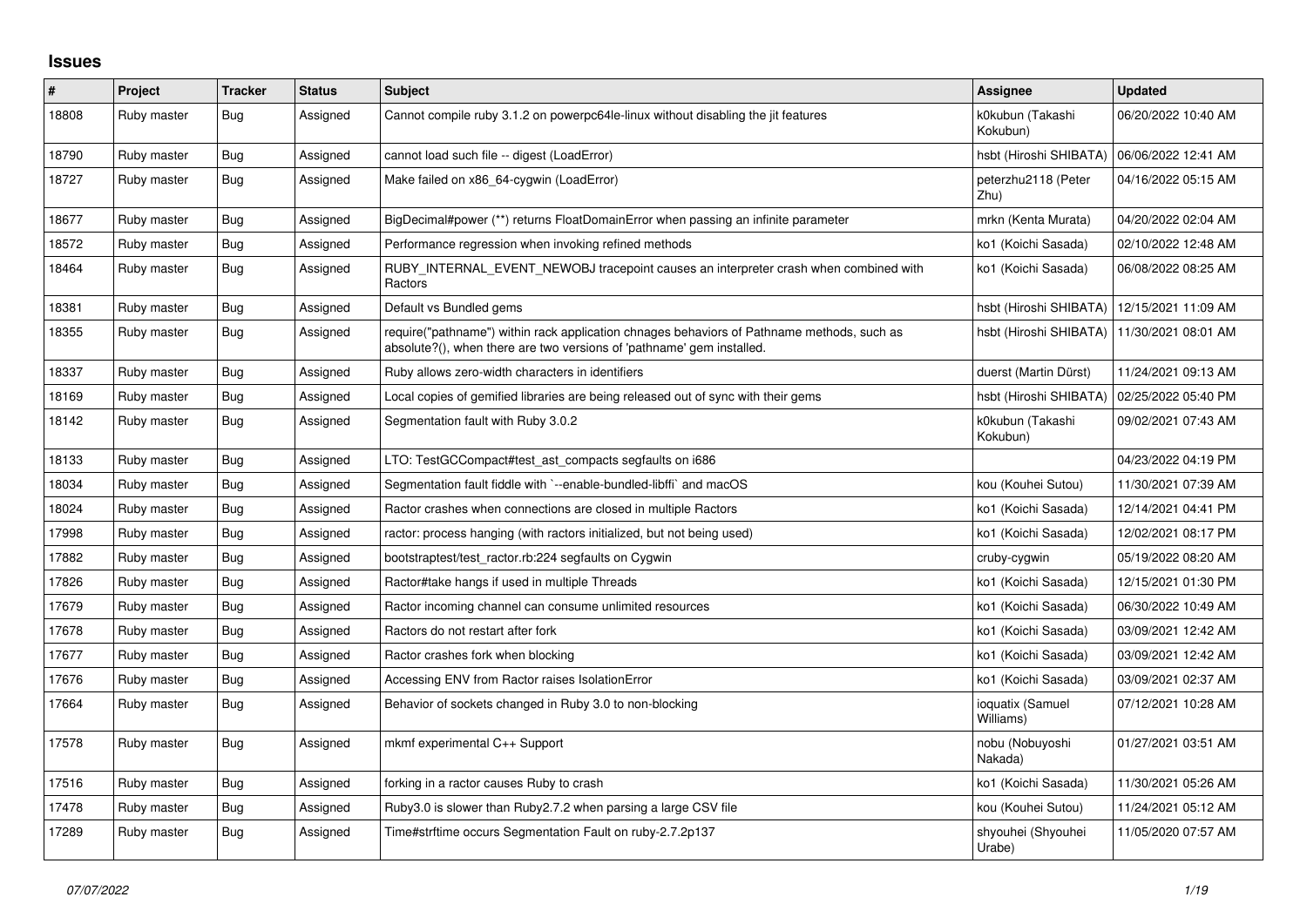# Issues

| # | Project | Tracker | Status | Subject | Assignee | Updated |
|---|---|---|---|---|---|---|
| 18808 | Ruby master | Bug | Assigned | Cannot compile ruby 3.1.2 on powerpc64le-linux without disabling the jit features | k0kubun (Takashi Kokubun) | 06/20/2022 10:40 AM |
| 18790 | Ruby master | Bug | Assigned | cannot load such file -- digest (LoadError) | hsbt (Hiroshi SHIBATA) | 06/06/2022 12:41 AM |
| 18727 | Ruby master | Bug | Assigned | Make failed on x86_64-cygwin (LoadError) | peterzhu2118 (Peter Zhu) | 04/16/2022 05:15 AM |
| 18677 | Ruby master | Bug | Assigned | BigDecimal#power (**) returns FloatDomainError when passing an infinite parameter | mrkn (Kenta Murata) | 04/20/2022 02:04 AM |
| 18572 | Ruby master | Bug | Assigned | Performance regression when invoking refined methods | ko1 (Koichi Sasada) | 02/10/2022 12:48 AM |
| 18464 | Ruby master | Bug | Assigned | RUBY_INTERNAL_EVENT_NEWOBJ tracepoint causes an interpreter crash when combined with Ractors | ko1 (Koichi Sasada) | 06/08/2022 08:25 AM |
| 18381 | Ruby master | Bug | Assigned | Default vs Bundled gems | hsbt (Hiroshi SHIBATA) | 12/15/2021 11:09 AM |
| 18355 | Ruby master | Bug | Assigned | require("pathname") within rack application chnages behaviors of Pathname methods, such as absolute?(), when there are two versions of 'pathname' gem installed. | hsbt (Hiroshi SHIBATA) | 11/30/2021 08:01 AM |
| 18337 | Ruby master | Bug | Assigned | Ruby allows zero-width characters in identifiers | duerst (Martin Dürst) | 11/24/2021 09:13 AM |
| 18169 | Ruby master | Bug | Assigned | Local copies of gemified libraries are being released out of sync with their gems | hsbt (Hiroshi SHIBATA) | 02/25/2022 05:40 PM |
| 18142 | Ruby master | Bug | Assigned | Segmentation fault with Ruby 3.0.2 | k0kubun (Takashi Kokubun) | 09/02/2021 07:43 AM |
| 18133 | Ruby master | Bug | Assigned | LTO: TestGCCompact#test_ast_compacts segfaults on i686 | | 04/23/2022 04:19 PM |
| 18034 | Ruby master | Bug | Assigned | Segmentation fault fiddle with `--enable-bundled-libffi` and macOS | kou (Kouhei Sutou) | 11/30/2021 07:39 AM |
| 18024 | Ruby master | Bug | Assigned | Ractor crashes when connections are closed in multiple Ractors | ko1 (Koichi Sasada) | 12/14/2021 04:41 PM |
| 17998 | Ruby master | Bug | Assigned | ractor: process hanging (with ractors initialized, but not being used) | ko1 (Koichi Sasada) | 12/02/2021 08:17 PM |
| 17882 | Ruby master | Bug | Assigned | bootstraptest/test_ractor.rb:224 segfaults on Cygwin | cruby-cygwin | 05/19/2022 08:20 AM |
| 17826 | Ruby master | Bug | Assigned | Ractor#take hangs if used in multiple Threads | ko1 (Koichi Sasada) | 12/15/2021 01:30 PM |
| 17679 | Ruby master | Bug | Assigned | Ractor incoming channel can consume unlimited resources | ko1 (Koichi Sasada) | 06/30/2022 10:49 AM |
| 17678 | Ruby master | Bug | Assigned | Ractors do not restart after fork | ko1 (Koichi Sasada) | 03/09/2021 12:42 AM |
| 17677 | Ruby master | Bug | Assigned | Ractor crashes fork when blocking | ko1 (Koichi Sasada) | 03/09/2021 12:42 AM |
| 17676 | Ruby master | Bug | Assigned | Accessing ENV from Ractor raises IsolationError | ko1 (Koichi Sasada) | 03/09/2021 02:37 AM |
| 17664 | Ruby master | Bug | Assigned | Behavior of sockets changed in Ruby 3.0 to non-blocking | ioquatix (Samuel Williams) | 07/12/2021 10:28 AM |
| 17578 | Ruby master | Bug | Assigned | mkmf experimental C++ Support | nobu (Nobuyoshi Nakada) | 01/27/2021 03:51 AM |
| 17516 | Ruby master | Bug | Assigned | forking in a ractor causes Ruby to crash | ko1 (Koichi Sasada) | 11/30/2021 05:26 AM |
| 17478 | Ruby master | Bug | Assigned | Ruby3.0 is slower than Ruby2.7.2 when parsing a large CSV file | kou (Kouhei Sutou) | 11/24/2021 05:12 AM |
| 17289 | Ruby master | Bug | Assigned | Time#strftime occurs Segmentation Fault on ruby-2.7.2p137 | shyouhei (Shyouhei Urabe) | 11/05/2020 07:57 AM |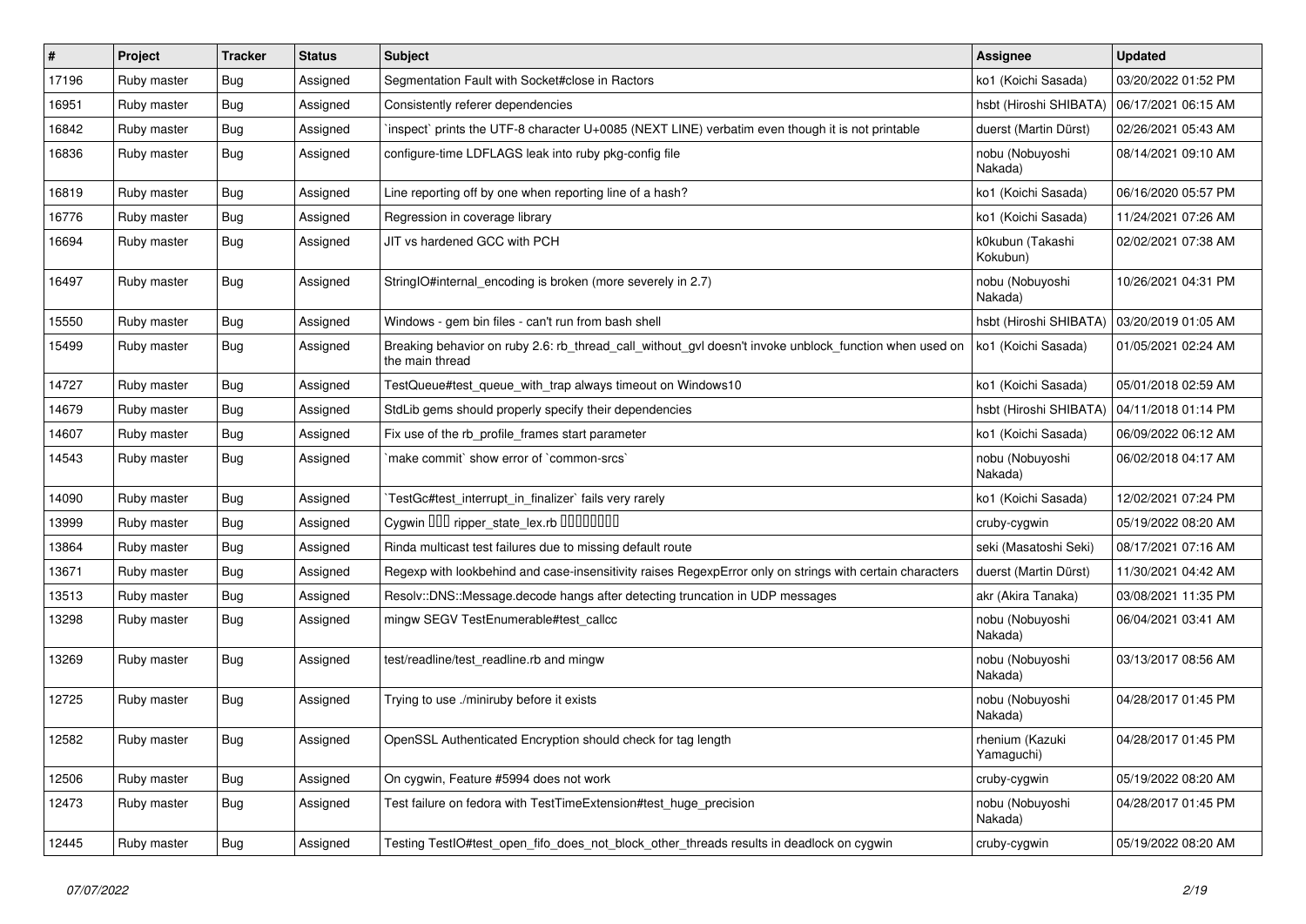| # | Project | Tracker | Status | Subject | Assignee | Updated |
|---|---|---|---|---|---|---|
| 17196 | Ruby master | Bug | Assigned | Segmentation Fault with Socket#close in Ractors | ko1 (Koichi Sasada) | 03/20/2022 01:52 PM |
| 16951 | Ruby master | Bug | Assigned | Consistently referer dependencies | hsbt (Hiroshi SHIBATA) | 06/17/2021 06:15 AM |
| 16842 | Ruby master | Bug | Assigned | `inspect` prints the UTF-8 character U+0085 (NEXT LINE) verbatim even though it is not printable | duerst (Martin Dürst) | 02/26/2021 05:43 AM |
| 16836 | Ruby master | Bug | Assigned | configure-time LDFLAGS leak into ruby pkg-config file | nobu (Nobuyoshi Nakada) | 08/14/2021 09:10 AM |
| 16819 | Ruby master | Bug | Assigned | Line reporting off by one when reporting line of a hash? | ko1 (Koichi Sasada) | 06/16/2020 05:57 PM |
| 16776 | Ruby master | Bug | Assigned | Regression in coverage library | ko1 (Koichi Sasada) | 11/24/2021 07:26 AM |
| 16694 | Ruby master | Bug | Assigned | JIT vs hardened GCC with PCH | k0kubun (Takashi Kokubun) | 02/02/2021 07:38 AM |
| 16497 | Ruby master | Bug | Assigned | StringIO#internal_encoding is broken (more severely in 2.7) | nobu (Nobuyoshi Nakada) | 10/26/2021 04:31 PM |
| 15550 | Ruby master | Bug | Assigned | Windows - gem bin files - can't run from bash shell | hsbt (Hiroshi SHIBATA) | 03/20/2019 01:05 AM |
| 15499 | Ruby master | Bug | Assigned | Breaking behavior on ruby 2.6: rb_thread_call_without_gvl doesn't invoke unblock_function when used on the main thread | ko1 (Koichi Sasada) | 01/05/2021 02:24 AM |
| 14727 | Ruby master | Bug | Assigned | TestQueue#test_queue_with_trap always timeout on Windows10 | ko1 (Koichi Sasada) | 05/01/2018 02:59 AM |
| 14679 | Ruby master | Bug | Assigned | StdLib gems should properly specify their dependencies | hsbt (Hiroshi SHIBATA) | 04/11/2018 01:14 PM |
| 14607 | Ruby master | Bug | Assigned | Fix use of the rb_profile_frames start parameter | ko1 (Koichi Sasada) | 06/09/2022 06:12 AM |
| 14543 | Ruby master | Bug | Assigned | `make commit` show error of `common-srcs` | nobu (Nobuyoshi Nakada) | 06/02/2018 04:17 AM |
| 14090 | Ruby master | Bug | Assigned | `TestGc#test_interrupt_in_finalizer` fails very rarely | ko1 (Koichi Sasada) | 12/02/2021 07:24 PM |
| 13999 | Ruby master | Bug | Assigned | Cygwin ��� ripper_state_lex.rb ��������� | cruby-cygwin | 05/19/2022 08:20 AM |
| 13864 | Ruby master | Bug | Assigned | Rinda multicast test failures due to missing default route | seki (Masatoshi Seki) | 08/17/2021 07:16 AM |
| 13671 | Ruby master | Bug | Assigned | Regexp with lookbehind and case-insensitivity raises RegexpError only on strings with certain characters | duerst (Martin Dürst) | 11/30/2021 04:42 AM |
| 13513 | Ruby master | Bug | Assigned | Resolv::DNS::Message.decode hangs after detecting truncation in UDP messages | akr (Akira Tanaka) | 03/08/2021 11:35 PM |
| 13298 | Ruby master | Bug | Assigned | mingw SEGV TestEnumerable#test_callcc | nobu (Nobuyoshi Nakada) | 06/04/2021 03:41 AM |
| 13269 | Ruby master | Bug | Assigned | test/readline/test_readline.rb and mingw | nobu (Nobuyoshi Nakada) | 03/13/2017 08:56 AM |
| 12725 | Ruby master | Bug | Assigned | Trying to use ./miniruby before it exists | nobu (Nobuyoshi Nakada) | 04/28/2017 01:45 PM |
| 12582 | Ruby master | Bug | Assigned | OpenSSL Authenticated Encryption should check for tag length | rhenium (Kazuki Yamaguchi) | 04/28/2017 01:45 PM |
| 12506 | Ruby master | Bug | Assigned | On cygwin, Feature #5994 does not work | cruby-cygwin | 05/19/2022 08:20 AM |
| 12473 | Ruby master | Bug | Assigned | Test failure on fedora with TestTimeExtension#test_huge_precision | nobu (Nobuyoshi Nakada) | 04/28/2017 01:45 PM |
| 12445 | Ruby master | Bug | Assigned | Testing TestIO#test_open_fifo_does_not_block_other_threads results in deadlock on cygwin | cruby-cygwin | 05/19/2022 08:20 AM |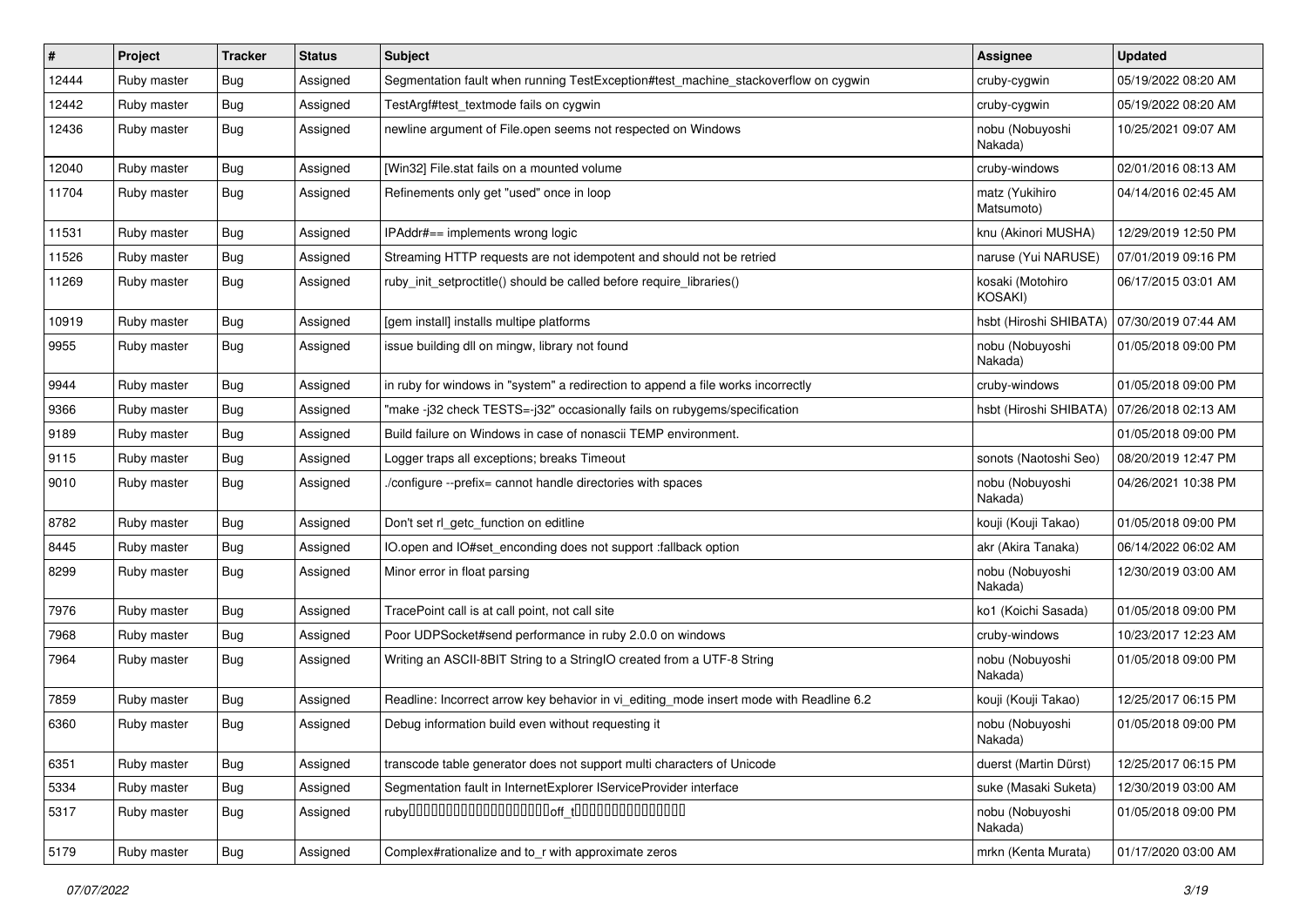| # | Project | Tracker | Status | Subject | Assignee | Updated |
|---|---|---|---|---|---|---|
| 12444 | Ruby master | Bug | Assigned | Segmentation fault when running TestException#test_machine_stackoverflow on cygwin | cruby-cygwin | 05/19/2022 08:20 AM |
| 12442 | Ruby master | Bug | Assigned | TestArgf#test_textmode fails on cygwin | cruby-cygwin | 05/19/2022 08:20 AM |
| 12436 | Ruby master | Bug | Assigned | newline argument of File.open seems not respected on Windows | nobu (Nobuyoshi Nakada) | 10/25/2021 09:07 AM |
| 12040 | Ruby master | Bug | Assigned | [Win32] File.stat fails on a mounted volume | cruby-windows | 02/01/2016 08:13 AM |
| 11704 | Ruby master | Bug | Assigned | Refinements only get "used" once in loop | matz (Yukihiro Matsumoto) | 04/14/2016 02:45 AM |
| 11531 | Ruby master | Bug | Assigned | IPAddr#== implements wrong logic | knu (Akinori MUSHA) | 12/29/2019 12:50 PM |
| 11526 | Ruby master | Bug | Assigned | Streaming HTTP requests are not idempotent and should not be retried | naruse (Yui NARUSE) | 07/01/2019 09:16 PM |
| 11269 | Ruby master | Bug | Assigned | ruby_init_setproctitle() should be called before require_libraries() | kosaki (Motohiro KOSAKI) | 06/17/2015 03:01 AM |
| 10919 | Ruby master | Bug | Assigned | [gem install] installs multipe platforms | hsbt (Hiroshi SHIBATA) | 07/30/2019 07:44 AM |
| 9955 | Ruby master | Bug | Assigned | issue building dll on mingw, library not found | nobu (Nobuyoshi Nakada) | 01/05/2018 09:00 PM |
| 9944 | Ruby master | Bug | Assigned | in ruby for windows in "system" a redirection to append a file works incorrectly | cruby-windows | 01/05/2018 09:00 PM |
| 9366 | Ruby master | Bug | Assigned | "make -j32 check TESTS=-j32" occasionally fails on rubygems/specification | hsbt (Hiroshi SHIBATA) | 07/26/2018 02:13 AM |
| 9189 | Ruby master | Bug | Assigned | Build failure on Windows in case of nonascii TEMP environment. | | 01/05/2018 09:00 PM |
| 9115 | Ruby master | Bug | Assigned | Logger traps all exceptions; breaks Timeout | sonots (Naotoshi Seo) | 08/20/2019 12:47 PM |
| 9010 | Ruby master | Bug | Assigned | ./configure --prefix= cannot handle directories with spaces | nobu (Nobuyoshi Nakada) | 04/26/2021 10:38 PM |
| 8782 | Ruby master | Bug | Assigned | Don't set rl_getc_function on editline | kouji (Kouji Takao) | 01/05/2018 09:00 PM |
| 8445 | Ruby master | Bug | Assigned | IO.open and IO#set_enconding does not support :fallback option | akr (Akira Tanaka) | 06/14/2022 06:02 AM |
| 8299 | Ruby master | Bug | Assigned | Minor error in float parsing | nobu (Nobuyoshi Nakada) | 12/30/2019 03:00 AM |
| 7976 | Ruby master | Bug | Assigned | TracePoint call is at call point, not call site | ko1 (Koichi Sasada) | 01/05/2018 09:00 PM |
| 7968 | Ruby master | Bug | Assigned | Poor UDPSocket#send performance in ruby 2.0.0 on windows | cruby-windows | 10/23/2017 12:23 AM |
| 7964 | Ruby master | Bug | Assigned | Writing an ASCII-8BIT String to a StringIO created from a UTF-8 String | nobu (Nobuyoshi Nakada) | 01/05/2018 09:00 PM |
| 7859 | Ruby master | Bug | Assigned | Readline: Incorrect arrow key behavior in vi_editing_mode insert mode with Readline 6.2 | kouji (Kouji Takao) | 12/25/2017 06:15 PM |
| 6360 | Ruby master | Bug | Assigned | Debug information build even without requesting it | nobu (Nobuyoshi Nakada) | 01/05/2018 09:00 PM |
| 6351 | Ruby master | Bug | Assigned | transcode table generator does not support multi characters of Unicode | duerst (Martin Dürst) | 12/25/2017 06:15 PM |
| 5334 | Ruby master | Bug | Assigned | Segmentation fault in InternetExplorer IServiceProvider interface | suke (Masaki Suketa) | 12/30/2019 03:00 AM |
| 5317 | Ruby master | Bug | Assigned | ruby□□□□□□□□□□□□□□□□□□□□off_t□□□□□□□□□□□□□□□□ | nobu (Nobuyoshi Nakada) | 01/05/2018 09:00 PM |
| 5179 | Ruby master | Bug | Assigned | Complex#rationalize and to_r with approximate zeros | mrkn (Kenta Murata) | 01/17/2020 03:00 AM |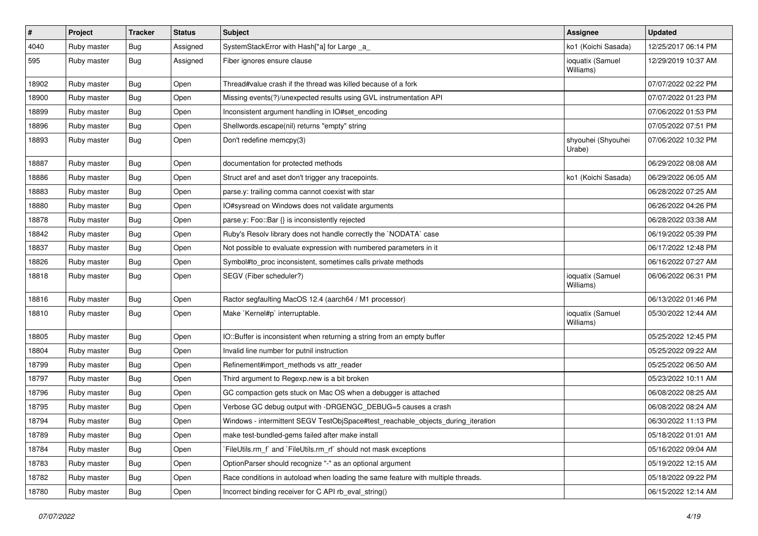| # | Project | Tracker | Status | Subject | Assignee | Updated |
|---|---|---|---|---|---|---|
| 4040 | Ruby master | Bug | Assigned | SystemStackError with Hash[*a] for Large _a_ | ko1 (Koichi Sasada) | 12/25/2017 06:14 PM |
| 595 | Ruby master | Bug | Assigned | Fiber ignores ensure clause | ioquatix (Samuel Williams) | 12/29/2019 10:37 AM |
| 18902 | Ruby master | Bug | Open | Thread#value crash if the thread was killed because of a fork | | 07/07/2022 02:22 PM |
| 18900 | Ruby master | Bug | Open | Missing events(?)/unexpected results using GVL instrumentation API | | 07/07/2022 01:23 PM |
| 18899 | Ruby master | Bug | Open | Inconsistent argument handling in IO#set_encoding | | 07/06/2022 01:53 PM |
| 18896 | Ruby master | Bug | Open | Shellwords.escape(nil) returns "empty" string | | 07/05/2022 07:51 PM |
| 18893 | Ruby master | Bug | Open | Don't redefine memcpy(3) | shyouhei (Shyouhei Urabe) | 07/06/2022 10:32 PM |
| 18887 | Ruby master | Bug | Open | documentation for protected methods | | 06/29/2022 08:08 AM |
| 18886 | Ruby master | Bug | Open | Struct aref and aset don't trigger any tracepoints. | ko1 (Koichi Sasada) | 06/29/2022 06:05 AM |
| 18883 | Ruby master | Bug | Open | parse.y: trailing comma cannot coexist with star | | 06/28/2022 07:25 AM |
| 18880 | Ruby master | Bug | Open | IO#sysread on Windows does not validate arguments | | 06/26/2022 04:26 PM |
| 18878 | Ruby master | Bug | Open | parse.y: Foo::Bar {} is inconsistently rejected | | 06/28/2022 03:38 AM |
| 18842 | Ruby master | Bug | Open | Ruby's Resolv library does not handle correctly the `NODATA` case | | 06/19/2022 05:39 PM |
| 18837 | Ruby master | Bug | Open | Not possible to evaluate expression with numbered parameters in it | | 06/17/2022 12:48 PM |
| 18826 | Ruby master | Bug | Open | Symbol#to_proc inconsistent, sometimes calls private methods | | 06/16/2022 07:27 AM |
| 18818 | Ruby master | Bug | Open | SEGV (Fiber scheduler?) | ioquatix (Samuel Williams) | 06/06/2022 06:31 PM |
| 18816 | Ruby master | Bug | Open | Ractor segfaulting MacOS 12.4 (aarch64 / M1 processor) | | 06/13/2022 01:46 PM |
| 18810 | Ruby master | Bug | Open | Make `Kernel#p` interruptable. | ioquatix (Samuel Williams) | 05/30/2022 12:44 AM |
| 18805 | Ruby master | Bug | Open | IO::Buffer is inconsistent when returning a string from an empty buffer | | 05/25/2022 12:45 PM |
| 18804 | Ruby master | Bug | Open | Invalid line number for putnil instruction | | 05/25/2022 09:22 AM |
| 18799 | Ruby master | Bug | Open | Refinement#import_methods vs attr_reader | | 05/25/2022 06:50 AM |
| 18797 | Ruby master | Bug | Open | Third argument to Regexp.new is a bit broken | | 05/23/2022 10:11 AM |
| 18796 | Ruby master | Bug | Open | GC compaction gets stuck on Mac OS when a debugger is attached | | 06/08/2022 08:25 AM |
| 18795 | Ruby master | Bug | Open | Verbose GC debug output with -DRGENGC_DEBUG=5 causes a crash | | 06/08/2022 08:24 AM |
| 18794 | Ruby master | Bug | Open | Windows - intermittent SEGV TestObjSpace#test_reachable_objects_during_iteration | | 06/30/2022 11:13 PM |
| 18789 | Ruby master | Bug | Open | make test-bundled-gems failed after make install | | 05/18/2022 01:01 AM |
| 18784 | Ruby master | Bug | Open | `FileUtils.rm_f` and `FileUtils.rm_rf` should not mask exceptions | | 05/16/2022 09:04 AM |
| 18783 | Ruby master | Bug | Open | OptionParser should recognize "-" as an optional argument | | 05/19/2022 12:15 AM |
| 18782 | Ruby master | Bug | Open | Race conditions in autoload when loading the same feature with multiple threads. | | 05/18/2022 09:22 PM |
| 18780 | Ruby master | Bug | Open | Incorrect binding receiver for C API rb_eval_string() | | 06/15/2022 12:14 AM |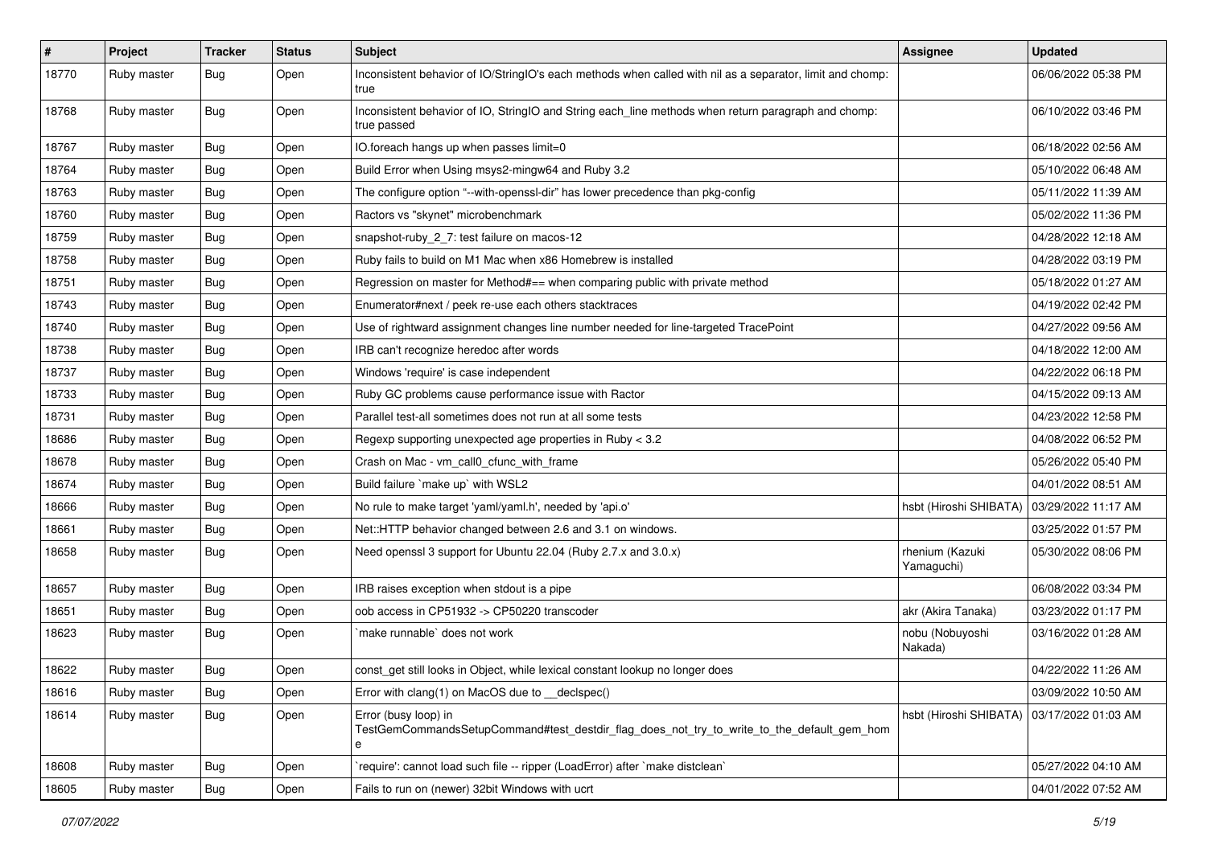| # | Project | Tracker | Status | Subject | Assignee | Updated |
|---|---|---|---|---|---|---|
| 18770 | Ruby master | Bug | Open | Inconsistent behavior of IO/StringIO's each methods when called with nil as a separator, limit and chomp: true | | 06/06/2022 05:38 PM |
| 18768 | Ruby master | Bug | Open | Inconsistent behavior of IO, StringIO and String each_line methods when return paragraph and chomp: true passed | | 06/10/2022 03:46 PM |
| 18767 | Ruby master | Bug | Open | IO.foreach hangs up when passes limit=0 | | 06/18/2022 02:56 AM |
| 18764 | Ruby master | Bug | Open | Build Error when Using msys2-mingw64 and Ruby 3.2 | | 05/10/2022 06:48 AM |
| 18763 | Ruby master | Bug | Open | The configure option "--with-openssl-dir" has lower precedence than pkg-config | | 05/11/2022 11:39 AM |
| 18760 | Ruby master | Bug | Open | Ractors vs "skynet" microbenchmark | | 05/02/2022 11:36 PM |
| 18759 | Ruby master | Bug | Open | snapshot-ruby_2_7: test failure on macos-12 | | 04/28/2022 12:18 AM |
| 18758 | Ruby master | Bug | Open | Ruby fails to build on M1 Mac when x86 Homebrew is installed | | 04/28/2022 03:19 PM |
| 18751 | Ruby master | Bug | Open | Regression on master for Method#== when comparing public with private method | | 05/18/2022 01:27 AM |
| 18743 | Ruby master | Bug | Open | Enumerator#next / peek re-use each others stacktraces | | 04/19/2022 02:42 PM |
| 18740 | Ruby master | Bug | Open | Use of rightward assignment changes line number needed for line-targeted TracePoint | | 04/27/2022 09:56 AM |
| 18738 | Ruby master | Bug | Open | IRB can't recognize heredoc after words | | 04/18/2022 12:00 AM |
| 18737 | Ruby master | Bug | Open | Windows 'require' is case independent | | 04/22/2022 06:18 PM |
| 18733 | Ruby master | Bug | Open | Ruby GC problems cause performance issue with Ractor | | 04/15/2022 09:13 AM |
| 18731 | Ruby master | Bug | Open | Parallel test-all sometimes does not run at all some tests | | 04/23/2022 12:58 PM |
| 18686 | Ruby master | Bug | Open | Regexp supporting unexpected age properties in Ruby < 3.2 | | 04/08/2022 06:52 PM |
| 18678 | Ruby master | Bug | Open | Crash on Mac - vm_call0_cfunc_with_frame | | 05/26/2022 05:40 PM |
| 18674 | Ruby master | Bug | Open | Build failure `make up` with WSL2 | | 04/01/2022 08:51 AM |
| 18666 | Ruby master | Bug | Open | No rule to make target 'yaml/yaml.h', needed by 'api.o' | hsbt (Hiroshi SHIBATA) | 03/29/2022 11:17 AM |
| 18661 | Ruby master | Bug | Open | Net::HTTP behavior changed between 2.6 and 3.1 on windows. | | 03/25/2022 01:57 PM |
| 18658 | Ruby master | Bug | Open | Need openssl 3 support for Ubuntu 22.04 (Ruby 2.7.x and 3.0.x) | rhenium (Kazuki Yamaguchi) | 05/30/2022 08:06 PM |
| 18657 | Ruby master | Bug | Open | IRB raises exception when stdout is a pipe | | 06/08/2022 03:34 PM |
| 18651 | Ruby master | Bug | Open | oob access in CP51932 -> CP50220 transcoder | akr (Akira Tanaka) | 03/23/2022 01:17 PM |
| 18623 | Ruby master | Bug | Open | `make runnable` does not work | nobu (Nobuyoshi Nakada) | 03/16/2022 01:28 AM |
| 18622 | Ruby master | Bug | Open | const_get still looks in Object, while lexical constant lookup no longer does | | 04/22/2022 11:26 AM |
| 18616 | Ruby master | Bug | Open | Error with clang(1) on MacOS due to __declspec() | | 03/09/2022 10:50 AM |
| 18614 | Ruby master | Bug | Open | Error (busy loop) in TestGemCommandsSetupCommand#test_destdir_flag_does_not_try_to_write_to_the_default_gem_home | hsbt (Hiroshi SHIBATA) | 03/17/2022 01:03 AM |
| 18608 | Ruby master | Bug | Open | `require': cannot load such file -- ripper (LoadError) after `make distclean` | | 05/27/2022 04:10 AM |
| 18605 | Ruby master | Bug | Open | Fails to run on (newer) 32bit Windows with ucrt | | 04/01/2022 07:52 AM |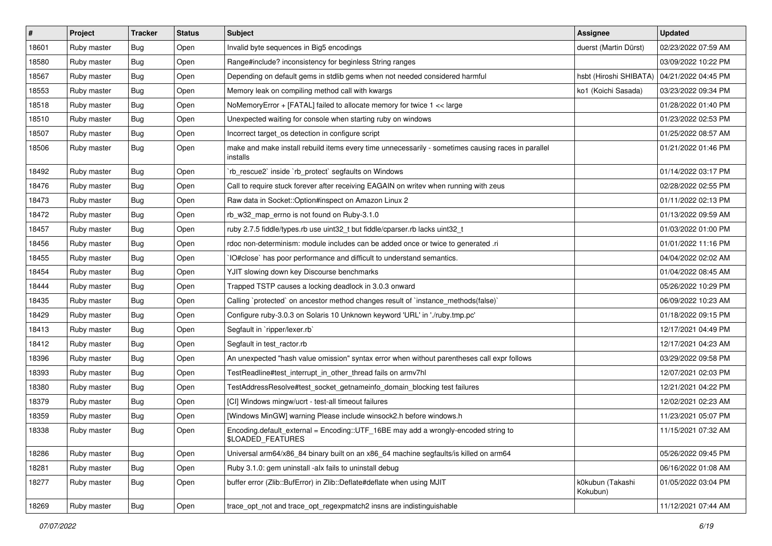| # | Project | Tracker | Status | Subject | Assignee | Updated |
|---|---|---|---|---|---|---|
| 18601 | Ruby master | Bug | Open | Invalid byte sequences in Big5 encodings | duerst (Martin Dürst) | 02/23/2022 07:59 AM |
| 18580 | Ruby master | Bug | Open | Range#include? inconsistency for beginless String ranges | | 03/09/2022 10:22 PM |
| 18567 | Ruby master | Bug | Open | Depending on default gems in stdlib gems when not needed considered harmful | hsbt (Hiroshi SHIBATA) | 04/21/2022 04:45 PM |
| 18553 | Ruby master | Bug | Open | Memory leak on compiling method call with kwargs | ko1 (Koichi Sasada) | 03/23/2022 09:34 PM |
| 18518 | Ruby master | Bug | Open | NoMemoryError + [FATAL] failed to allocate memory for twice 1 << large | | 01/28/2022 01:40 PM |
| 18510 | Ruby master | Bug | Open | Unexpected waiting for console when starting ruby on windows | | 01/23/2022 02:53 PM |
| 18507 | Ruby master | Bug | Open | Incorrect target_os detection in configure script | | 01/25/2022 08:57 AM |
| 18506 | Ruby master | Bug | Open | make and make install rebuild items every time unnecessarily - sometimes causing races in parallel installs | | 01/21/2022 01:46 PM |
| 18492 | Ruby master | Bug | Open | `rb_rescue2` inside `rb_protect` segfaults on Windows | | 01/14/2022 03:17 PM |
| 18476 | Ruby master | Bug | Open | Call to require stuck forever after receiving EAGAIN on writev when running with zeus | | 02/28/2022 02:55 PM |
| 18473 | Ruby master | Bug | Open | Raw data in Socket::Option#inspect on Amazon Linux 2 | | 01/11/2022 02:13 PM |
| 18472 | Ruby master | Bug | Open | rb_w32_map_errno is not found on Ruby-3.1.0 | | 01/13/2022 09:59 AM |
| 18457 | Ruby master | Bug | Open | ruby 2.7.5 fiddle/types.rb use uint32_t but fiddle/cparser.rb lacks uint32_t | | 01/03/2022 01:00 PM |
| 18456 | Ruby master | Bug | Open | rdoc non-determinism: module includes can be added once or twice to generated .ri | | 01/01/2022 11:16 PM |
| 18455 | Ruby master | Bug | Open | `IO#close` has poor performance and difficult to understand semantics. | | 04/04/2022 02:02 AM |
| 18454 | Ruby master | Bug | Open | YJIT slowing down key Discourse benchmarks | | 01/04/2022 08:45 AM |
| 18444 | Ruby master | Bug | Open | Trapped TSTP causes a locking deadlock in 3.0.3 onward | | 05/26/2022 10:29 PM |
| 18435 | Ruby master | Bug | Open | Calling `protected` on ancestor method changes result of `instance_methods(false)` | | 06/09/2022 10:23 AM |
| 18429 | Ruby master | Bug | Open | Configure ruby-3.0.3 on Solaris 10 Unknown keyword 'URL' in './ruby.tmp.pc' | | 01/18/2022 09:15 PM |
| 18413 | Ruby master | Bug | Open | Segfault in `ripper/lexer.rb` | | 12/17/2021 04:49 PM |
| 18412 | Ruby master | Bug | Open | Segfault in test_ractor.rb | | 12/17/2021 04:23 AM |
| 18396 | Ruby master | Bug | Open | An unexpected "hash value omission" syntax error when without parentheses call expr follows | | 03/29/2022 09:58 PM |
| 18393 | Ruby master | Bug | Open | TestReadline#test_interrupt_in_other_thread fails on armv7hl | | 12/07/2021 02:03 PM |
| 18380 | Ruby master | Bug | Open | TestAddressResolve#test_socket_getnameinfo_domain_blocking test failures | | 12/21/2021 04:22 PM |
| 18379 | Ruby master | Bug | Open | [CI] Windows mingw/ucrt - test-all timeout failures | | 12/02/2021 02:23 AM |
| 18359 | Ruby master | Bug | Open | [Windows MinGW] warning Please include winsock2.h before windows.h | | 11/23/2021 05:07 PM |
| 18338 | Ruby master | Bug | Open | Encoding.default_external = Encoding::UTF_16BE may add a wrongly-encoded string to $LOADED_FEATURES | | 11/15/2021 07:32 AM |
| 18286 | Ruby master | Bug | Open | Universal arm64/x86_84 binary built on an x86_64 machine segfaults/is killed on arm64 | | 05/26/2022 09:45 PM |
| 18281 | Ruby master | Bug | Open | Ruby 3.1.0: gem uninstall -alx fails to uninstall debug | | 06/16/2022 01:08 AM |
| 18277 | Ruby master | Bug | Open | buffer error (Zlib::BufError) in Zlib::Deflate#deflate when using MJIT | k0kubun (Takashi Kokubun) | 01/05/2022 03:04 PM |
| 18269 | Ruby master | Bug | Open | trace_opt_not and trace_opt_regexpmatch2 insns are indistinguishable | | 11/12/2021 07:44 AM |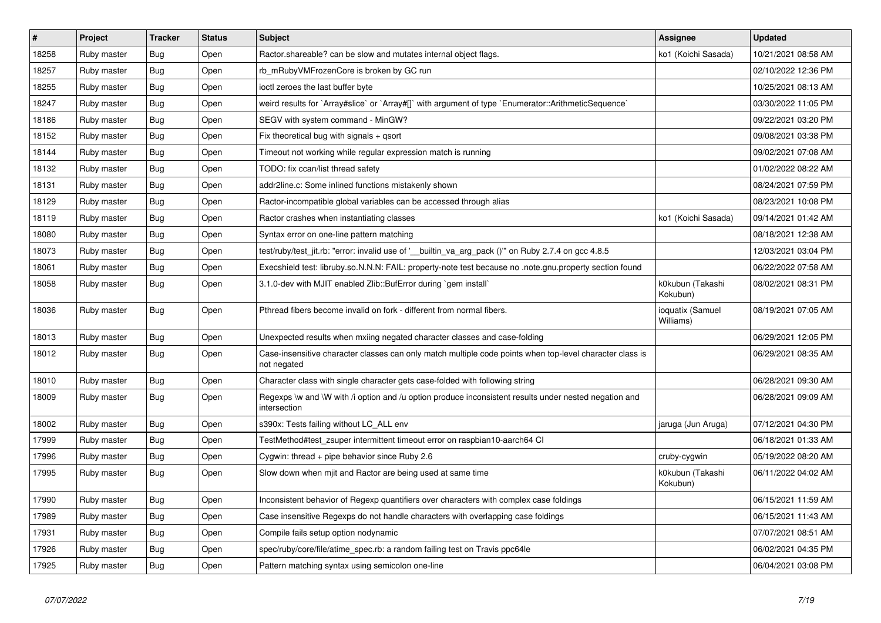| # | Project | Tracker | Status | Subject | Assignee | Updated |
|---|---|---|---|---|---|---|
| 18258 | Ruby master | Bug | Open | Ractor.shareable? can be slow and mutates internal object flags. | ko1 (Koichi Sasada) | 10/21/2021 08:58 AM |
| 18257 | Ruby master | Bug | Open | rb_mRubyVMFrozenCore is broken by GC run | | 02/10/2022 12:36 PM |
| 18255 | Ruby master | Bug | Open | ioctl zeroes the last buffer byte | | 10/25/2021 08:13 AM |
| 18247 | Ruby master | Bug | Open | weird results for `Array#slice` or `Array#[]` with argument of type `Enumerator::ArithmeticSequence` | | 03/30/2022 11:05 PM |
| 18186 | Ruby master | Bug | Open | SEGV with system command - MinGW? | | 09/22/2021 03:20 PM |
| 18152 | Ruby master | Bug | Open | Fix theoretical bug with signals + qsort | | 09/08/2021 03:38 PM |
| 18144 | Ruby master | Bug | Open | Timeout not working while regular expression match is running | | 09/02/2021 07:08 AM |
| 18132 | Ruby master | Bug | Open | TODO: fix ccan/list thread safety | | 01/02/2022 08:22 AM |
| 18131 | Ruby master | Bug | Open | addr2line.c: Some inlined functions mistakenly shown | | 08/24/2021 07:59 PM |
| 18129 | Ruby master | Bug | Open | Ractor-incompatible global variables can be accessed through alias | | 08/23/2021 10:08 PM |
| 18119 | Ruby master | Bug | Open | Ractor crashes when instantiating classes | ko1 (Koichi Sasada) | 09/14/2021 01:42 AM |
| 18080 | Ruby master | Bug | Open | Syntax error on one-line pattern matching | | 08/18/2021 12:38 AM |
| 18073 | Ruby master | Bug | Open | test/ruby/test_jit.rb: "error: invalid use of '__builtin_va_arg_pack ()'" on Ruby 2.7.4 on gcc 4.8.5 | | 12/03/2021 03:04 PM |
| 18061 | Ruby master | Bug | Open | Execshield test: libruby.so.N.N.N: FAIL: property-note test because no .note.gnu.property section found | | 06/22/2022 07:58 AM |
| 18058 | Ruby master | Bug | Open | 3.1.0-dev with MJIT enabled Zlib::BufError during `gem install` | k0kubun (Takashi Kokubun) | 08/02/2021 08:31 PM |
| 18036 | Ruby master | Bug | Open | Pthread fibers become invalid on fork - different from normal fibers. | ioquatix (Samuel Williams) | 08/19/2021 07:05 AM |
| 18013 | Ruby master | Bug | Open | Unexpected results when mxiing negated character classes and case-folding | | 06/29/2021 12:05 PM |
| 18012 | Ruby master | Bug | Open | Case-insensitive character classes can only match multiple code points when top-level character class is not negated | | 06/29/2021 08:35 AM |
| 18010 | Ruby master | Bug | Open | Character class with single character gets case-folded with following string | | 06/28/2021 09:30 AM |
| 18009 | Ruby master | Bug | Open | Regexps \w and \W with /i option and /u option produce inconsistent results under nested negation and intersection | | 06/28/2021 09:09 AM |
| 18002 | Ruby master | Bug | Open | s390x: Tests failing without LC_ALL env | jaruga (Jun Aruga) | 07/12/2021 04:30 PM |
| 17999 | Ruby master | Bug | Open | TestMethod#test_zsuper intermittent timeout error on raspbian10-aarch64 CI | | 06/18/2021 01:33 AM |
| 17996 | Ruby master | Bug | Open | Cygwin: thread + pipe behavior since Ruby 2.6 | cruby-cygwin | 05/19/2022 08:20 AM |
| 17995 | Ruby master | Bug | Open | Slow down when mjit and Ractor are being used at same time | k0kubun (Takashi Kokubun) | 06/11/2022 04:02 AM |
| 17990 | Ruby master | Bug | Open | Inconsistent behavior of Regexp quantifiers over characters with complex case foldings | | 06/15/2021 11:59 AM |
| 17989 | Ruby master | Bug | Open | Case insensitive Regexps do not handle characters with overlapping case foldings | | 06/15/2021 11:43 AM |
| 17931 | Ruby master | Bug | Open | Compile fails setup option nodynamic | | 07/07/2021 08:51 AM |
| 17926 | Ruby master | Bug | Open | spec/ruby/core/file/atime_spec.rb: a random failing test on Travis ppc64le | | 06/02/2021 04:35 PM |
| 17925 | Ruby master | Bug | Open | Pattern matching syntax using semicolon one-line | | 06/04/2021 03:08 PM |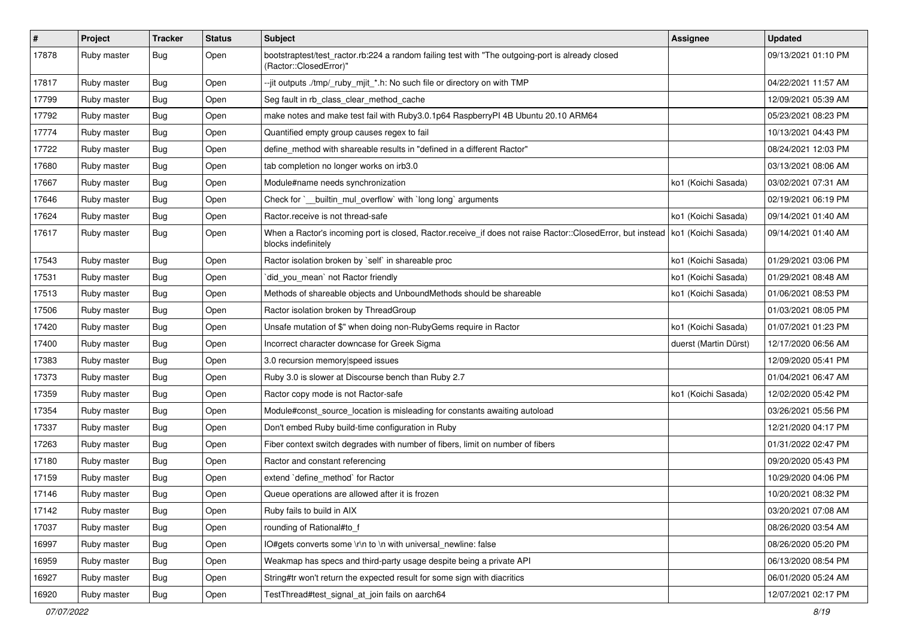| # | Project | Tracker | Status | Subject | Assignee | Updated |
|---|---|---|---|---|---|---|
| 17878 | Ruby master | Bug | Open | bootstraptest/test_ractor.rb:224 a random failing test with "The outgoing-port is already closed (Ractor::ClosedError)" | | 09/13/2021 01:10 PM |
| 17817 | Ruby master | Bug | Open | --jit outputs ./tmp/_ruby_mjit_*.h: No such file or directory on with TMP | | 04/22/2021 11:57 AM |
| 17799 | Ruby master | Bug | Open | Seg fault in rb_class_clear_method_cache | | 12/09/2021 05:39 AM |
| 17792 | Ruby master | Bug | Open | make notes and make test fail with Ruby3.0.1p64 RaspberryPI 4B Ubuntu 20.10 ARM64 | | 05/23/2021 08:23 PM |
| 17774 | Ruby master | Bug | Open | Quantified empty group causes regex to fail | | 10/13/2021 04:43 PM |
| 17722 | Ruby master | Bug | Open | define_method with shareable results in "defined in a different Ractor" | | 08/24/2021 12:03 PM |
| 17680 | Ruby master | Bug | Open | tab completion no longer works on irb3.0 | | 03/13/2021 08:06 AM |
| 17667 | Ruby master | Bug | Open | Module#name needs synchronization | ko1 (Koichi Sasada) | 03/02/2021 07:31 AM |
| 17646 | Ruby master | Bug | Open | Check for `__builtin_mul_overflow` with `long long` arguments | | 02/19/2021 06:19 PM |
| 17624 | Ruby master | Bug | Open | Ractor.receive is not thread-safe | ko1 (Koichi Sasada) | 09/14/2021 01:40 AM |
| 17617 | Ruby master | Bug | Open | When a Ractor's incoming port is closed, Ractor.receive_if does not raise Ractor::ClosedError, but instead blocks indefinitely | ko1 (Koichi Sasada) | 09/14/2021 01:40 AM |
| 17543 | Ruby master | Bug | Open | Ractor isolation broken by `self` in shareable proc | ko1 (Koichi Sasada) | 01/29/2021 03:06 PM |
| 17531 | Ruby master | Bug | Open | `did_you_mean` not Ractor friendly | ko1 (Koichi Sasada) | 01/29/2021 08:48 AM |
| 17513 | Ruby master | Bug | Open | Methods of shareable objects and UnboundMethods should be shareable | ko1 (Koichi Sasada) | 01/06/2021 08:53 PM |
| 17506 | Ruby master | Bug | Open | Ractor isolation broken by ThreadGroup | | 01/03/2021 08:05 PM |
| 17420 | Ruby master | Bug | Open | Unsafe mutation of $" when doing non-RubyGems require in Ractor | ko1 (Koichi Sasada) | 01/07/2021 01:23 PM |
| 17400 | Ruby master | Bug | Open | Incorrect character downcase for Greek Sigma | duerst (Martin Dürst) | 12/17/2020 06:56 AM |
| 17383 | Ruby master | Bug | Open | 3.0 recursion memory\|speed issues | | 12/09/2020 05:41 PM |
| 17373 | Ruby master | Bug | Open | Ruby 3.0 is slower at Discourse bench than Ruby 2.7 | | 01/04/2021 06:47 AM |
| 17359 | Ruby master | Bug | Open | Ractor copy mode is not Ractor-safe | ko1 (Koichi Sasada) | 12/02/2020 05:42 PM |
| 17354 | Ruby master | Bug | Open | Module#const_source_location is misleading for constants awaiting autoload | | 03/26/2021 05:56 PM |
| 17337 | Ruby master | Bug | Open | Don't embed Ruby build-time configuration in Ruby | | 12/21/2020 04:17 PM |
| 17263 | Ruby master | Bug | Open | Fiber context switch degrades with number of fibers, limit on number of fibers | | 01/31/2022 02:47 PM |
| 17180 | Ruby master | Bug | Open | Ractor and constant referencing | | 09/20/2020 05:43 PM |
| 17159 | Ruby master | Bug | Open | extend `define_method` for Ractor | | 10/29/2020 04:06 PM |
| 17146 | Ruby master | Bug | Open | Queue operations are allowed after it is frozen | | 10/20/2021 08:32 PM |
| 17142 | Ruby master | Bug | Open | Ruby fails to build in AIX | | 03/20/2021 07:08 AM |
| 17037 | Ruby master | Bug | Open | rounding of Rational#to_f | | 08/26/2020 03:54 AM |
| 16997 | Ruby master | Bug | Open | IO#gets converts some \r\n to \n with universal_newline: false | | 08/26/2020 05:20 PM |
| 16959 | Ruby master | Bug | Open | Weakmap has specs and third-party usage despite being a private API | | 06/13/2020 08:54 PM |
| 16927 | Ruby master | Bug | Open | String#tr won't return the expected result for some sign with diacritics | | 06/01/2020 05:24 AM |
| 16920 | Ruby master | Bug | Open | TestThread#test_signal_at_join fails on aarch64 | | 12/07/2021 02:17 PM |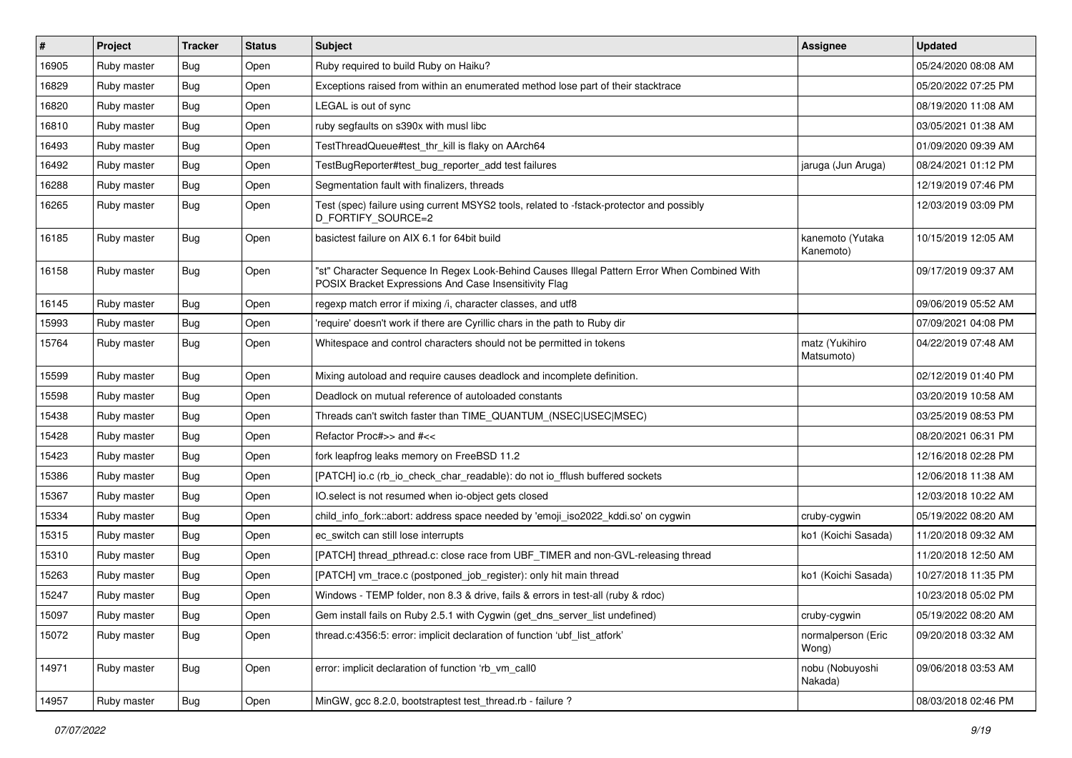| # | Project | Tracker | Status | Subject | Assignee | Updated |
|---|---|---|---|---|---|---|
| 16905 | Ruby master | Bug | Open | Ruby required to build Ruby on Haiku? | | 05/24/2020 08:08 AM |
| 16829 | Ruby master | Bug | Open | Exceptions raised from within an enumerated method lose part of their stacktrace | | 05/20/2022 07:25 PM |
| 16820 | Ruby master | Bug | Open | LEGAL is out of sync | | 08/19/2020 11:08 AM |
| 16810 | Ruby master | Bug | Open | ruby segfaults on s390x with musl libc | | 03/05/2021 01:38 AM |
| 16493 | Ruby master | Bug | Open | TestThreadQueue#test_thr_kill is flaky on AArch64 | | 01/09/2020 09:39 AM |
| 16492 | Ruby master | Bug | Open | TestBugReporter#test_bug_reporter_add test failures | jaruga (Jun Aruga) | 08/24/2021 01:12 PM |
| 16288 | Ruby master | Bug | Open | Segmentation fault with finalizers, threads | | 12/19/2019 07:46 PM |
| 16265 | Ruby master | Bug | Open | Test (spec) failure using current MSYS2 tools, related to -fstack-protector and possibly D_FORTIFY_SOURCE=2 | | 12/03/2019 03:09 PM |
| 16185 | Ruby master | Bug | Open | basictest failure on AIX 6.1 for 64bit build | kanemoto (Yutaka Kanemoto) | 10/15/2019 12:05 AM |
| 16158 | Ruby master | Bug | Open | "st" Character Sequence In Regex Look-Behind Causes Illegal Pattern Error When Combined With POSIX Bracket Expressions And Case Insensitivity Flag | | 09/17/2019 09:37 AM |
| 16145 | Ruby master | Bug | Open | regexp match error if mixing /i, character classes, and utf8 | | 09/06/2019 05:52 AM |
| 15993 | Ruby master | Bug | Open | 'require' doesn't work if there are Cyrillic chars in the path to Ruby dir | | 07/09/2021 04:08 PM |
| 15764 | Ruby master | Bug | Open | Whitespace and control characters should not be permitted in tokens | matz (Yukihiro Matsumoto) | 04/22/2019 07:48 AM |
| 15599 | Ruby master | Bug | Open | Mixing autoload and require causes deadlock and incomplete definition. | | 02/12/2019 01:40 PM |
| 15598 | Ruby master | Bug | Open | Deadlock on mutual reference of autoloaded constants | | 03/20/2019 10:58 AM |
| 15438 | Ruby master | Bug | Open | Threads can't switch faster than TIME_QUANTUM_(NSEC\|USEC\|MSEC) | | 03/25/2019 08:53 PM |
| 15428 | Ruby master | Bug | Open | Refactor Proc#>> and #<< | | 08/20/2021 06:31 PM |
| 15423 | Ruby master | Bug | Open | fork leapfrog leaks memory on FreeBSD 11.2 | | 12/16/2018 02:28 PM |
| 15386 | Ruby master | Bug | Open | [PATCH] io.c (rb_io_check_char_readable): do not io_fflush buffered sockets | | 12/06/2018 11:38 AM |
| 15367 | Ruby master | Bug | Open | IO.select is not resumed when io-object gets closed | | 12/03/2018 10:22 AM |
| 15334 | Ruby master | Bug | Open | child_info_fork::abort: address space needed by 'emoji_iso2022_kddi.so' on cygwin | cruby-cygwin | 05/19/2022 08:20 AM |
| 15315 | Ruby master | Bug | Open | ec_switch can still lose interrupts | ko1 (Koichi Sasada) | 11/20/2018 09:32 AM |
| 15310 | Ruby master | Bug | Open | [PATCH] thread_pthread.c: close race from UBF_TIMER and non-GVL-releasing thread | | 11/20/2018 12:50 AM |
| 15263 | Ruby master | Bug | Open | [PATCH] vm_trace.c (postponed_job_register): only hit main thread | ko1 (Koichi Sasada) | 10/27/2018 11:35 PM |
| 15247 | Ruby master | Bug | Open | Windows - TEMP folder, non 8.3 & drive, fails & errors in test-all (ruby & rdoc) | | 10/23/2018 05:02 PM |
| 15097 | Ruby master | Bug | Open | Gem install fails on Ruby 2.5.1 with Cygwin (get_dns_server_list undefined) | cruby-cygwin | 05/19/2022 08:20 AM |
| 15072 | Ruby master | Bug | Open | thread.c:4356:5: error: implicit declaration of function 'ubf_list_atfork' | normalperson (Eric Wong) | 09/20/2018 03:32 AM |
| 14971 | Ruby master | Bug | Open | error: implicit declaration of function 'rb_vm_call0 | nobu (Nobuyoshi Nakada) | 09/06/2018 03:53 AM |
| 14957 | Ruby master | Bug | Open | MinGW, gcc 8.2.0, bootstraptest test_thread.rb - failure ? | | 08/03/2018 02:46 PM |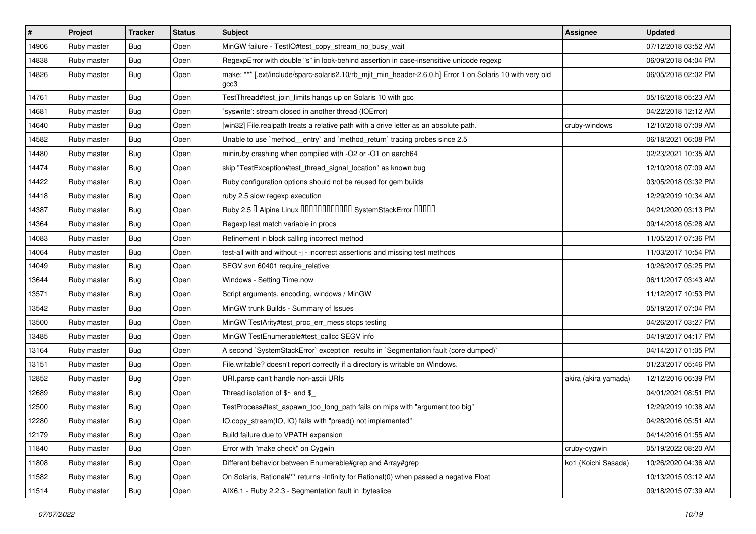| # | Project | Tracker | Status | Subject | Assignee | Updated |
|---|---|---|---|---|---|---|
| 14906 | Ruby master | Bug | Open | MinGW failure - TestIO#test_copy_stream_no_busy_wait | | 07/12/2018 03:52 AM |
| 14838 | Ruby master | Bug | Open | RegexpError with double "s" in look-behind assertion in case-insensitive unicode regexp | | 06/09/2018 04:04 PM |
| 14826 | Ruby master | Bug | Open | make: *** [.ext/include/sparc-solaris2.10/rb_mjit_min_header-2.6.0.h] Error 1 on Solaris 10 with very old gcc3 | | 06/05/2018 02:02 PM |
| 14761 | Ruby master | Bug | Open | TestThread#test_join_limits hangs up on Solaris 10 with gcc | | 05/16/2018 05:23 AM |
| 14681 | Ruby master | Bug | Open | `syswrite': stream closed in another thread (IOError) | | 04/22/2018 12:12 AM |
| 14640 | Ruby master | Bug | Open | [win32] File.realpath treats a relative path with a drive letter as an absolute path. | cruby-windows | 12/10/2018 07:09 AM |
| 14582 | Ruby master | Bug | Open | Unable to use `method__entry` and `method_return` tracing probes since 2.5 | | 06/18/2021 06:08 PM |
| 14480 | Ruby master | Bug | Open | miniruby crashing when compiled with -O2 or -O1 on aarch64 | | 02/23/2021 10:35 AM |
| 14474 | Ruby master | Bug | Open | skip "TestException#test_thread_signal_location" as known bug | | 12/10/2018 07:09 AM |
| 14422 | Ruby master | Bug | Open | Ruby configuration options should not be reused for gem builds | | 03/05/2018 03:32 PM |
| 14418 | Ruby master | Bug | Open | ruby 2.5 slow regexp execution | | 12/29/2019 10:34 AM |
| 14387 | Ruby master | Bug | Open | Ruby 2.5 � Alpine Linux ������������ SystemStackError ����� | | 04/21/2020 03:13 PM |
| 14364 | Ruby master | Bug | Open | Regexp last match variable in procs | | 09/14/2018 05:28 AM |
| 14083 | Ruby master | Bug | Open | Refinement in block calling incorrect method | | 11/05/2017 07:36 PM |
| 14064 | Ruby master | Bug | Open | test-all with and without -j - incorrect assertions and missing test methods | | 11/03/2017 10:54 PM |
| 14049 | Ruby master | Bug | Open | SEGV svn 60401 require_relative | | 10/26/2017 05:25 PM |
| 13644 | Ruby master | Bug | Open | Windows - Setting Time.now | | 06/11/2017 03:43 AM |
| 13571 | Ruby master | Bug | Open | Script arguments, encoding, windows / MinGW | | 11/12/2017 10:53 PM |
| 13542 | Ruby master | Bug | Open | MinGW trunk Builds - Summary of Issues | | 05/19/2017 07:04 PM |
| 13500 | Ruby master | Bug | Open | MinGW TestArity#test_proc_err_mess stops testing | | 04/26/2017 03:27 PM |
| 13485 | Ruby master | Bug | Open | MinGW TestEnumerable#test_callcc SEGV info | | 04/19/2017 04:17 PM |
| 13164 | Ruby master | Bug | Open | A second `SystemStackError` exception results in `Segmentation fault (core dumped)` | | 04/14/2017 01:05 PM |
| 13151 | Ruby master | Bug | Open | File.writable? doesn't report correctly if a directory is writable on Windows. | | 01/23/2017 05:46 PM |
| 12852 | Ruby master | Bug | Open | URI.parse can't handle non-ascii URIs | akira (akira yamada) | 12/12/2016 06:39 PM |
| 12689 | Ruby master | Bug | Open | Thread isolation of $~ and $_ | | 04/01/2021 08:51 PM |
| 12500 | Ruby master | Bug | Open | TestProcess#test_aspawn_too_long_path fails on mips with "argument too big" | | 12/29/2019 10:38 AM |
| 12280 | Ruby master | Bug | Open | IO.copy_stream(IO, IO) fails with "pread() not implemented" | | 04/28/2016 05:51 AM |
| 12179 | Ruby master | Bug | Open | Build failure due to VPATH expansion | | 04/14/2016 01:55 AM |
| 11840 | Ruby master | Bug | Open | Error with "make check" on Cygwin | cruby-cygwin | 05/19/2022 08:20 AM |
| 11808 | Ruby master | Bug | Open | Different behavior between Enumerable#grep and Array#grep | ko1 (Koichi Sasada) | 10/26/2020 04:36 AM |
| 11582 | Ruby master | Bug | Open | On Solaris, Rational#** returns -Infinity for Rational(0) when passed a negative Float | | 10/13/2015 03:12 AM |
| 11514 | Ruby master | Bug | Open | AIX6.1 - Ruby 2.2.3 - Segmentation fault in :byteslice | | 09/18/2015 07:39 AM |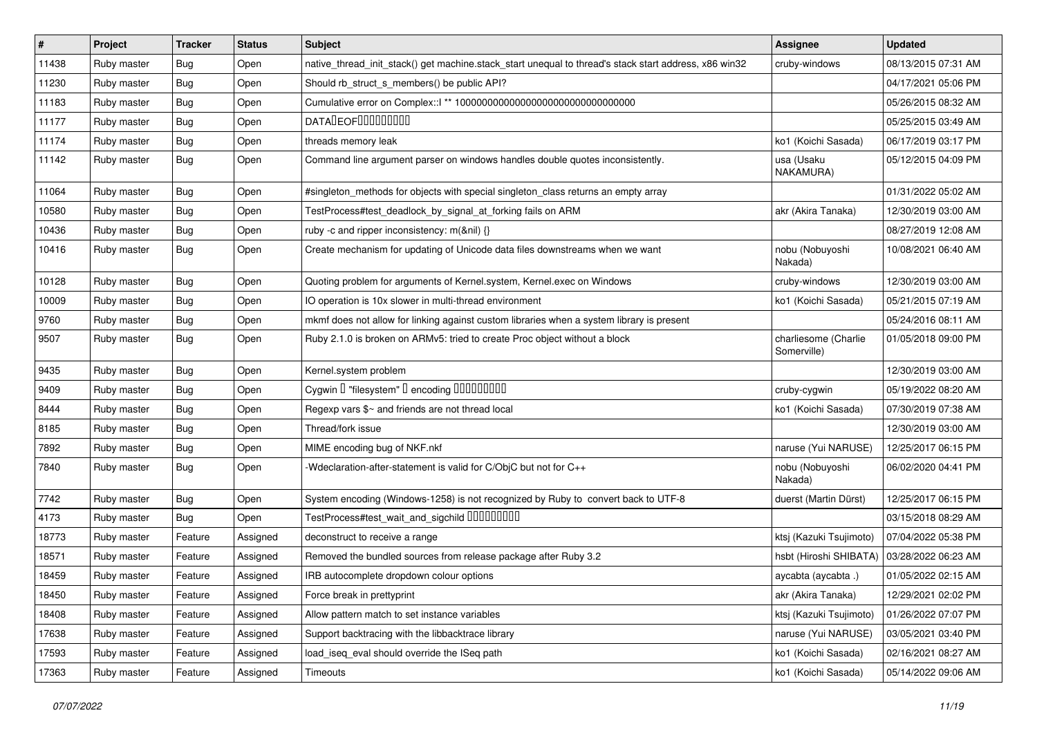| # | Project | Tracker | Status | Subject | Assignee | Updated |
|---|---|---|---|---|---|---|
| 11438 | Ruby master | Bug | Open | native_thread_init_stack() get machine.stack_start unequal to thread's stack start address, x86 win32 | cruby-windows | 08/13/2015 07:31 AM |
| 11230 | Ruby master | Bug | Open | Should rb_struct_s_members() be public API? | | 04/17/2021 05:06 PM |
| 11183 | Ruby master | Bug | Open | Cumulative error on Complex::I ** 100000000000000000000000000000000 | | 05/26/2015 08:32 AM |
| 11177 | Ruby master | Bug | Open | DATA�EOF��������� | | 05/25/2015 03:49 AM |
| 11174 | Ruby master | Bug | Open | threads memory leak | ko1 (Koichi Sasada) | 06/17/2019 03:17 PM |
| 11142 | Ruby master | Bug | Open | Command line argument parser on windows handles double quotes inconsistently. | usa (Usaku NAKAMURA) | 05/12/2015 04:09 PM |
| 11064 | Ruby master | Bug | Open | #singleton_methods for objects with special singleton_class returns an empty array | | 01/31/2022 05:02 AM |
| 10580 | Ruby master | Bug | Open | TestProcess#test_deadlock_by_signal_at_forking fails on ARM | akr (Akira Tanaka) | 12/30/2019 03:00 AM |
| 10436 | Ruby master | Bug | Open | ruby -c and ripper inconsistency: m(&nil) {} | | 08/27/2019 12:08 AM |
| 10416 | Ruby master | Bug | Open | Create mechanism for updating of Unicode data files downstreams when we want | nobu (Nobuyoshi Nakada) | 10/08/2021 06:40 AM |
| 10128 | Ruby master | Bug | Open | Quoting problem for arguments of Kernel.system, Kernel.exec on Windows | cruby-windows | 12/30/2019 03:00 AM |
| 10009 | Ruby master | Bug | Open | IO operation is 10x slower in multi-thread environment | ko1 (Koichi Sasada) | 05/21/2015 07:19 AM |
| 9760 | Ruby master | Bug | Open | mkmf does not allow for linking against custom libraries when a system library is present | | 05/24/2016 08:11 AM |
| 9507 | Ruby master | Bug | Open | Ruby 2.1.0 is broken on ARMv5: tried to create Proc object without a block | charliesome (Charlie Somerville) | 01/05/2018 09:00 PM |
| 9435 | Ruby master | Bug | Open | Kernel.system problem | | 12/30/2019 03:00 AM |
| 9409 | Ruby master | Bug | Open | Cygwin � "filesystem" � encoding ��������� | cruby-cygwin | 05/19/2022 08:20 AM |
| 8444 | Ruby master | Bug | Open | Regexp vars $~ and friends are not thread local | ko1 (Koichi Sasada) | 07/30/2019 07:38 AM |
| 8185 | Ruby master | Bug | Open | Thread/fork issue | | 12/30/2019 03:00 AM |
| 7892 | Ruby master | Bug | Open | MIME encoding bug of NKF.nkf | naruse (Yui NARUSE) | 12/25/2017 06:15 PM |
| 7840 | Ruby master | Bug | Open | -Wdeclaration-after-statement is valid for C/ObjC but not for C++ | nobu (Nobuyoshi Nakada) | 06/02/2020 04:41 PM |
| 7742 | Ruby master | Bug | Open | System encoding (Windows-1258) is not recognized by Ruby to convert back to UTF-8 | duerst (Martin Dürst) | 12/25/2017 06:15 PM |
| 4173 | Ruby master | Bug | Open | TestProcess#test_wait_and_sigchild ��������� | | 03/15/2018 08:29 AM |
| 18773 | Ruby master | Feature | Assigned | deconstruct to receive a range | ktsj (Kazuki Tsujimoto) | 07/04/2022 05:38 PM |
| 18571 | Ruby master | Feature | Assigned | Removed the bundled sources from release package after Ruby 3.2 | hsbt (Hiroshi SHIBATA) | 03/28/2022 06:23 AM |
| 18459 | Ruby master | Feature | Assigned | IRB autocomplete dropdown colour options | aycabta (aycabta .) | 01/05/2022 02:15 AM |
| 18450 | Ruby master | Feature | Assigned | Force break in prettyprint | akr (Akira Tanaka) | 12/29/2021 02:02 PM |
| 18408 | Ruby master | Feature | Assigned | Allow pattern match to set instance variables | ktsj (Kazuki Tsujimoto) | 01/26/2022 07:07 PM |
| 17638 | Ruby master | Feature | Assigned | Support backtracing with the libbacktrace library | naruse (Yui NARUSE) | 03/05/2021 03:40 PM |
| 17593 | Ruby master | Feature | Assigned | load_iseq_eval should override the ISeq path | ko1 (Koichi Sasada) | 02/16/2021 08:27 AM |
| 17363 | Ruby master | Feature | Assigned | Timeouts | ko1 (Koichi Sasada) | 05/14/2022 09:06 AM |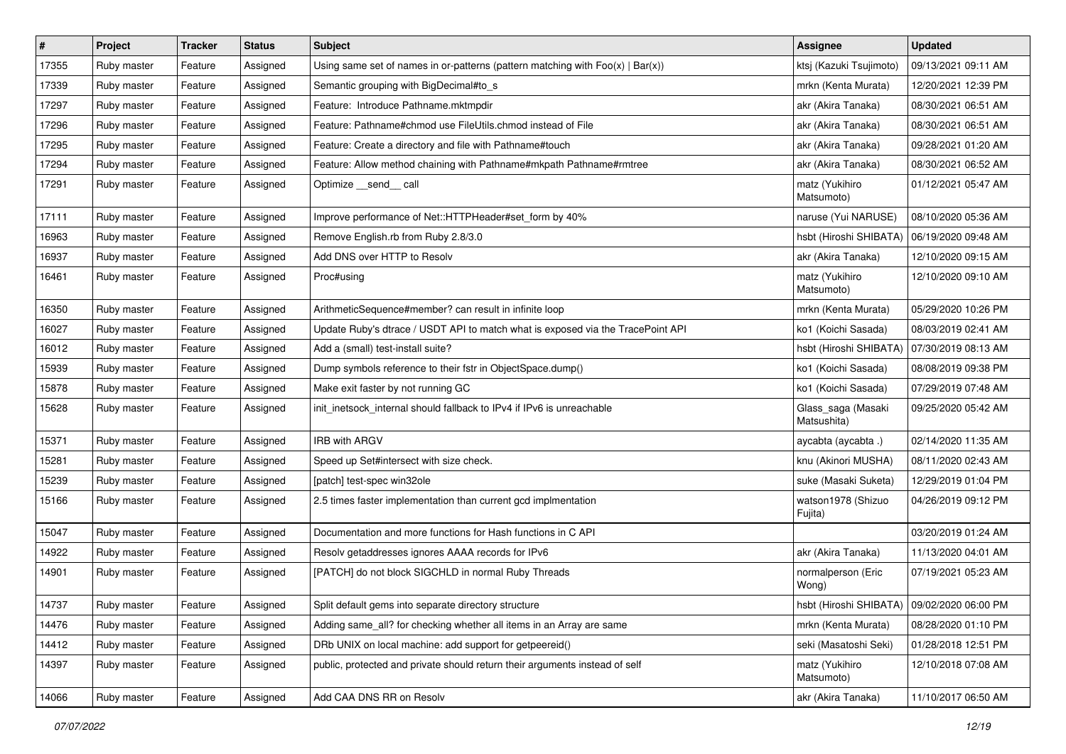| # | Project | Tracker | Status | Subject | Assignee | Updated |
|---|---|---|---|---|---|---|
| 17355 | Ruby master | Feature | Assigned | Using same set of names in or-patterns (pattern matching with Foo(x) \| Bar(x)) | ktsj (Kazuki Tsujimoto) | 09/13/2021 09:11 AM |
| 17339 | Ruby master | Feature | Assigned | Semantic grouping with BigDecimal#to_s | mrkn (Kenta Murata) | 12/20/2021 12:39 PM |
| 17297 | Ruby master | Feature | Assigned | Feature:  Introduce Pathname.mktmpdir | akr (Akira Tanaka) | 08/30/2021 06:51 AM |
| 17296 | Ruby master | Feature | Assigned | Feature: Pathname#chmod use FileUtils.chmod instead of File | akr (Akira Tanaka) | 08/30/2021 06:51 AM |
| 17295 | Ruby master | Feature | Assigned | Feature: Create a directory and file with Pathname#touch | akr (Akira Tanaka) | 09/28/2021 01:20 AM |
| 17294 | Ruby master | Feature | Assigned | Feature: Allow method chaining with Pathname#mkpath Pathname#rmtree | akr (Akira Tanaka) | 08/30/2021 06:52 AM |
| 17291 | Ruby master | Feature | Assigned | Optimize __send__ call | matz (Yukihiro Matsumoto) | 01/12/2021 05:47 AM |
| 17111 | Ruby master | Feature | Assigned | Improve performance of Net::HTTPHeader#set_form by 40% | naruse (Yui NARUSE) | 08/10/2020 05:36 AM |
| 16963 | Ruby master | Feature | Assigned | Remove English.rb from Ruby 2.8/3.0 | hsbt (Hiroshi SHIBATA) | 06/19/2020 09:48 AM |
| 16937 | Ruby master | Feature | Assigned | Add DNS over HTTP to Resolv | akr (Akira Tanaka) | 12/10/2020 09:15 AM |
| 16461 | Ruby master | Feature | Assigned | Proc#using | matz (Yukihiro Matsumoto) | 12/10/2020 09:10 AM |
| 16350 | Ruby master | Feature | Assigned | ArithmeticSequence#member? can result in infinite loop | mrkn (Kenta Murata) | 05/29/2020 10:26 PM |
| 16027 | Ruby master | Feature | Assigned | Update Ruby's dtrace / USDT API to match what is exposed via the TracePoint API | ko1 (Koichi Sasada) | 08/03/2019 02:41 AM |
| 16012 | Ruby master | Feature | Assigned | Add a (small) test-install suite? | hsbt (Hiroshi SHIBATA) | 07/30/2019 08:13 AM |
| 15939 | Ruby master | Feature | Assigned | Dump symbols reference to their fstr in ObjectSpace.dump() | ko1 (Koichi Sasada) | 08/08/2019 09:38 PM |
| 15878 | Ruby master | Feature | Assigned | Make exit faster by not running GC | ko1 (Koichi Sasada) | 07/29/2019 07:48 AM |
| 15628 | Ruby master | Feature | Assigned | init_inetsock_internal should fallback to IPv4 if IPv6 is unreachable | Glass_saga (Masaki Matsushita) | 09/25/2020 05:42 AM |
| 15371 | Ruby master | Feature | Assigned | IRB with ARGV | aycabta (aycabta .) | 02/14/2020 11:35 AM |
| 15281 | Ruby master | Feature | Assigned | Speed up Set#intersect with size check. | knu (Akinori MUSHA) | 08/11/2020 02:43 AM |
| 15239 | Ruby master | Feature | Assigned | [patch] test-spec win32ole | suke (Masaki Suketa) | 12/29/2019 01:04 PM |
| 15166 | Ruby master | Feature | Assigned | 2.5 times faster implementation than current gcd implmentation | watson1978 (Shizuo Fujita) | 04/26/2019 09:12 PM |
| 15047 | Ruby master | Feature | Assigned | Documentation and more functions for Hash functions in C API | | 03/20/2019 01:24 AM |
| 14922 | Ruby master | Feature | Assigned | Resolv getaddresses ignores AAAA records for IPv6 | akr (Akira Tanaka) | 11/13/2020 04:01 AM |
| 14901 | Ruby master | Feature | Assigned | [PATCH] do not block SIGCHLD in normal Ruby Threads | normalperson (Eric Wong) | 07/19/2021 05:23 AM |
| 14737 | Ruby master | Feature | Assigned | Split default gems into separate directory structure | hsbt (Hiroshi SHIBATA) | 09/02/2020 06:00 PM |
| 14476 | Ruby master | Feature | Assigned | Adding same_all? for checking whether all items in an Array are same | mrkn (Kenta Murata) | 08/28/2020 01:10 PM |
| 14412 | Ruby master | Feature | Assigned | DRb UNIX on local machine: add support for getpeereid() | seki (Masatoshi Seki) | 01/28/2018 12:51 PM |
| 14397 | Ruby master | Feature | Assigned | public, protected and private should return their arguments instead of self | matz (Yukihiro Matsumoto) | 12/10/2018 07:08 AM |
| 14066 | Ruby master | Feature | Assigned | Add CAA DNS RR on Resolv | akr (Akira Tanaka) | 11/10/2017 06:50 AM |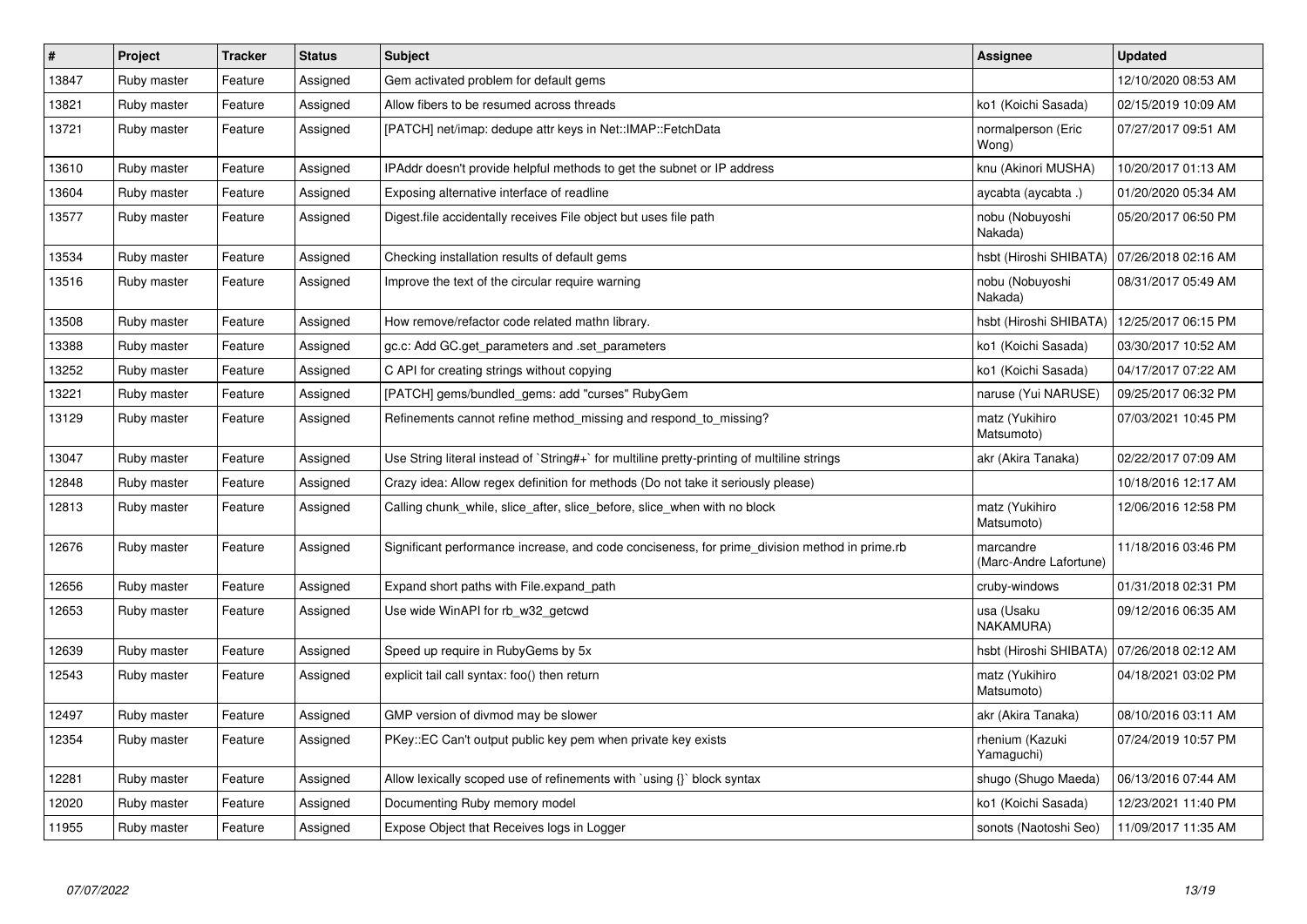| # | Project | Tracker | Status | Subject | Assignee | Updated |
|---|---|---|---|---|---|---|
| 13847 | Ruby master | Feature | Assigned | Gem activated problem for default gems | | 12/10/2020 08:53 AM |
| 13821 | Ruby master | Feature | Assigned | Allow fibers to be resumed across threads | ko1 (Koichi Sasada) | 02/15/2019 10:09 AM |
| 13721 | Ruby master | Feature | Assigned | [PATCH] net/imap: dedupe attr keys in Net::IMAP::FetchData | normalperson (Eric Wong) | 07/27/2017 09:51 AM |
| 13610 | Ruby master | Feature | Assigned | IPAddr doesn't provide helpful methods to get the subnet or IP address | knu (Akinori MUSHA) | 10/20/2017 01:13 AM |
| 13604 | Ruby master | Feature | Assigned | Exposing alternative interface of readline | aycabta (aycabta .) | 01/20/2020 05:34 AM |
| 13577 | Ruby master | Feature | Assigned | Digest.file accidentally receives File object but uses file path | nobu (Nobuyoshi Nakada) | 05/20/2017 06:50 PM |
| 13534 | Ruby master | Feature | Assigned | Checking installation results of default gems | hsbt (Hiroshi SHIBATA) | 07/26/2018 02:16 AM |
| 13516 | Ruby master | Feature | Assigned | Improve the text of the circular require warning | nobu (Nobuyoshi Nakada) | 08/31/2017 05:49 AM |
| 13508 | Ruby master | Feature | Assigned | How remove/refactor code related mathn library. | hsbt (Hiroshi SHIBATA) | 12/25/2017 06:15 PM |
| 13388 | Ruby master | Feature | Assigned | gc.c: Add GC.get_parameters and .set_parameters | ko1 (Koichi Sasada) | 03/30/2017 10:52 AM |
| 13252 | Ruby master | Feature | Assigned | C API for creating strings without copying | ko1 (Koichi Sasada) | 04/17/2017 07:22 AM |
| 13221 | Ruby master | Feature | Assigned | [PATCH] gems/bundled_gems: add "curses" RubyGem | naruse (Yui NARUSE) | 09/25/2017 06:32 PM |
| 13129 | Ruby master | Feature | Assigned | Refinements cannot refine method_missing and respond_to_missing? | matz (Yukihiro Matsumoto) | 07/03/2021 10:45 PM |
| 13047 | Ruby master | Feature | Assigned | Use String literal instead of `String#+` for multiline pretty-printing of multiline strings | akr (Akira Tanaka) | 02/22/2017 07:09 AM |
| 12848 | Ruby master | Feature | Assigned | Crazy idea: Allow regex definition for methods (Do not take it seriously please) | | 10/18/2016 12:17 AM |
| 12813 | Ruby master | Feature | Assigned | Calling chunk_while, slice_after, slice_before, slice_when with no block | matz (Yukihiro Matsumoto) | 12/06/2016 12:58 PM |
| 12676 | Ruby master | Feature | Assigned | Significant performance increase, and code conciseness, for prime_division method in prime.rb | marcandre (Marc-Andre Lafortune) | 11/18/2016 03:46 PM |
| 12656 | Ruby master | Feature | Assigned | Expand short paths with File.expand_path | cruby-windows | 01/31/2018 02:31 PM |
| 12653 | Ruby master | Feature | Assigned | Use wide WinAPI for rb_w32_getcwd | usa (Usaku NAKAMURA) | 09/12/2016 06:35 AM |
| 12639 | Ruby master | Feature | Assigned | Speed up require in RubyGems by 5x | hsbt (Hiroshi SHIBATA) | 07/26/2018 02:12 AM |
| 12543 | Ruby master | Feature | Assigned | explicit tail call syntax: foo() then return | matz (Yukihiro Matsumoto) | 04/18/2021 03:02 PM |
| 12497 | Ruby master | Feature | Assigned | GMP version of divmod may be slower | akr (Akira Tanaka) | 08/10/2016 03:11 AM |
| 12354 | Ruby master | Feature | Assigned | PKey::EC Can't output public key pem when private key exists | rhenium (Kazuki Yamaguchi) | 07/24/2019 10:57 PM |
| 12281 | Ruby master | Feature | Assigned | Allow lexically scoped use of refinements with `using {}` block syntax | shugo (Shugo Maeda) | 06/13/2016 07:44 AM |
| 12020 | Ruby master | Feature | Assigned | Documenting Ruby memory model | ko1 (Koichi Sasada) | 12/23/2021 11:40 PM |
| 11955 | Ruby master | Feature | Assigned | Expose Object that Receives logs in Logger | sonots (Naotoshi Seo) | 11/09/2017 11:35 AM |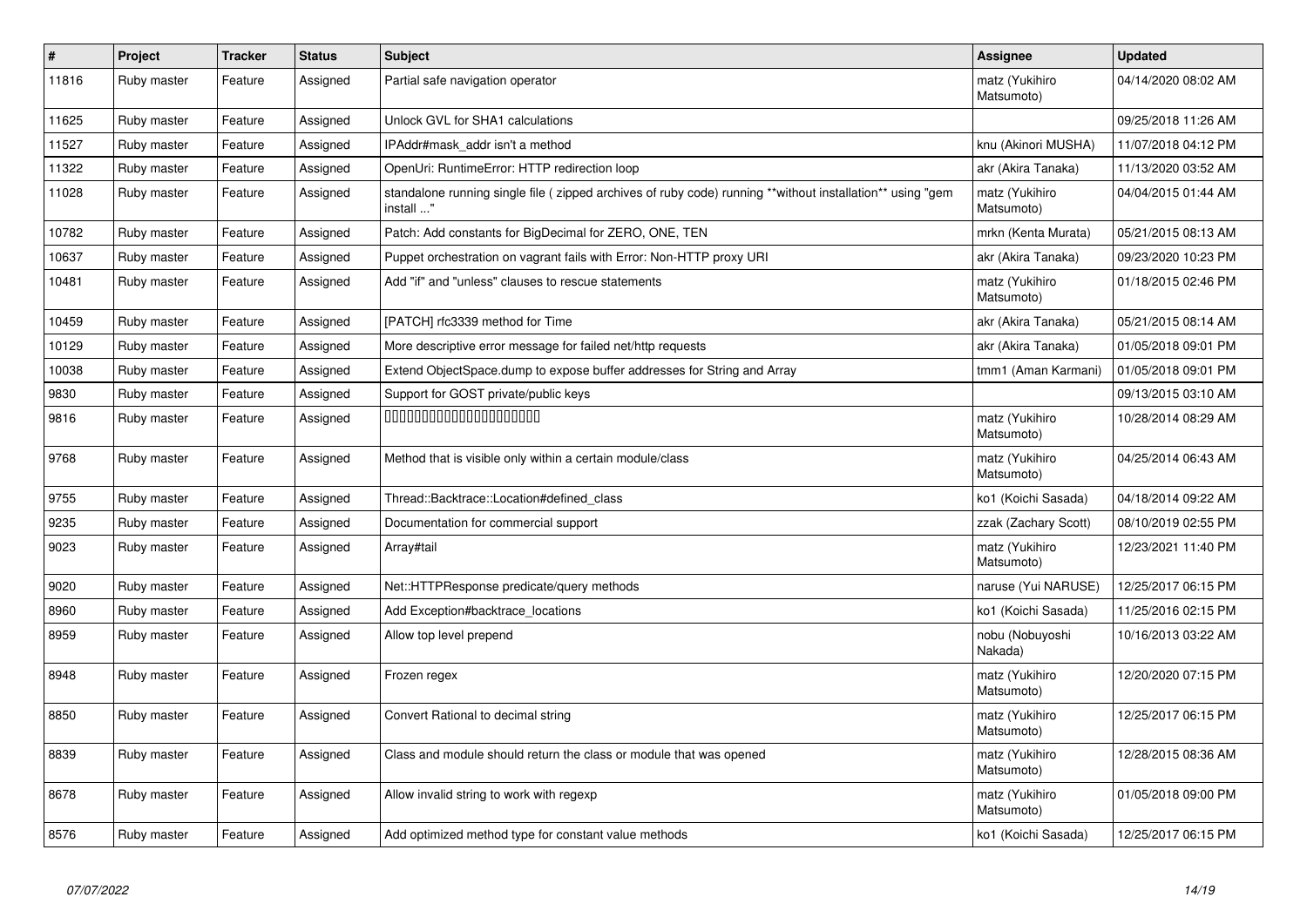| # | Project | Tracker | Status | Subject | Assignee | Updated |
|---|---|---|---|---|---|---|
| 11816 | Ruby master | Feature | Assigned | Partial safe navigation operator | matz (Yukihiro Matsumoto) | 04/14/2020 08:02 AM |
| 11625 | Ruby master | Feature | Assigned | Unlock GVL for SHA1 calculations | | 09/25/2018 11:26 AM |
| 11527 | Ruby master | Feature | Assigned | IPAddr#mask_addr isn't a method | knu (Akinori MUSHA) | 11/07/2018 04:12 PM |
| 11322 | Ruby master | Feature | Assigned | OpenUri: RuntimeError: HTTP redirection loop | akr (Akira Tanaka) | 11/13/2020 03:52 AM |
| 11028 | Ruby master | Feature | Assigned | standalone running single file ( zipped archives of ruby code) running **without installation** using "gem install ..." | matz (Yukihiro Matsumoto) | 04/04/2015 01:44 AM |
| 10782 | Ruby master | Feature | Assigned | Patch: Add constants for BigDecimal for ZERO, ONE, TEN | mrkn (Kenta Murata) | 05/21/2015 08:13 AM |
| 10637 | Ruby master | Feature | Assigned | Puppet orchestration on vagrant fails with Error: Non-HTTP proxy URI | akr (Akira Tanaka) | 09/23/2020 10:23 PM |
| 10481 | Ruby master | Feature | Assigned | Add "if" and "unless" clauses to rescue statements | matz (Yukihiro Matsumoto) | 01/18/2015 02:46 PM |
| 10459 | Ruby master | Feature | Assigned | [PATCH] rfc3339 method for Time | akr (Akira Tanaka) | 05/21/2015 08:14 AM |
| 10129 | Ruby master | Feature | Assigned | More descriptive error message for failed net/http requests | akr (Akira Tanaka) | 01/05/2018 09:01 PM |
| 10038 | Ruby master | Feature | Assigned | Extend ObjectSpace.dump to expose buffer addresses for String and Array | tmm1 (Aman Karmani) | 01/05/2018 09:01 PM |
| 9830 | Ruby master | Feature | Assigned | Support for GOST private/public keys | | 09/13/2015 03:10 AM |
| 9816 | Ruby master | Feature | Assigned | 00000000000000000000000 | matz (Yukihiro Matsumoto) | 10/28/2014 08:29 AM |
| 9768 | Ruby master | Feature | Assigned | Method that is visible only within a certain module/class | matz (Yukihiro Matsumoto) | 04/25/2014 06:43 AM |
| 9755 | Ruby master | Feature | Assigned | Thread::Backtrace::Location#defined_class | ko1 (Koichi Sasada) | 04/18/2014 09:22 AM |
| 9235 | Ruby master | Feature | Assigned | Documentation for commercial support | zzak (Zachary Scott) | 08/10/2019 02:55 PM |
| 9023 | Ruby master | Feature | Assigned | Array#tail | matz (Yukihiro Matsumoto) | 12/23/2021 11:40 PM |
| 9020 | Ruby master | Feature | Assigned | Net::HTTPResponse predicate/query methods | naruse (Yui NARUSE) | 12/25/2017 06:15 PM |
| 8960 | Ruby master | Feature | Assigned | Add Exception#backtrace_locations | ko1 (Koichi Sasada) | 11/25/2016 02:15 PM |
| 8959 | Ruby master | Feature | Assigned | Allow top level prepend | nobu (Nobuyoshi Nakada) | 10/16/2013 03:22 AM |
| 8948 | Ruby master | Feature | Assigned | Frozen regex | matz (Yukihiro Matsumoto) | 12/20/2020 07:15 PM |
| 8850 | Ruby master | Feature | Assigned | Convert Rational to decimal string | matz (Yukihiro Matsumoto) | 12/25/2017 06:15 PM |
| 8839 | Ruby master | Feature | Assigned | Class and module should return the class or module that was opened | matz (Yukihiro Matsumoto) | 12/28/2015 08:36 AM |
| 8678 | Ruby master | Feature | Assigned | Allow invalid string to work with regexp | matz (Yukihiro Matsumoto) | 01/05/2018 09:00 PM |
| 8576 | Ruby master | Feature | Assigned | Add optimized method type for constant value methods | ko1 (Koichi Sasada) | 12/25/2017 06:15 PM |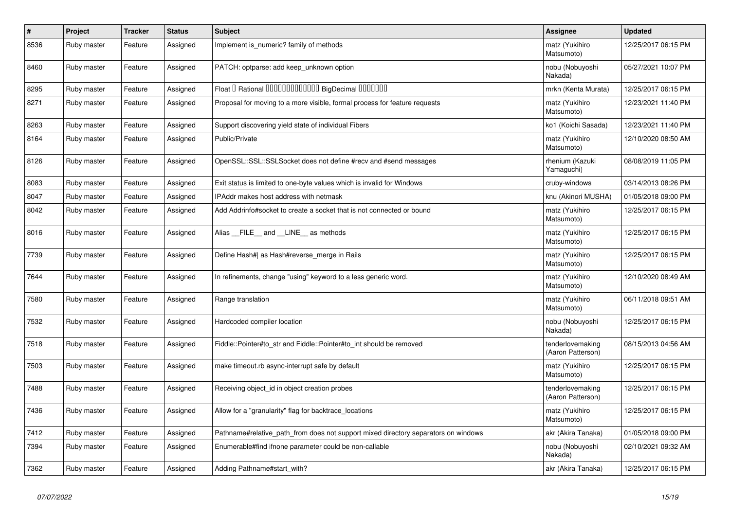| # | Project | Tracker | Status | Subject | Assignee | Updated |
|---|---|---|---|---|---|---|
| 8536 | Ruby master | Feature | Assigned | Implement is_numeric? family of methods | matz (Yukihiro Matsumoto) | 12/25/2017 06:15 PM |
| 8460 | Ruby master | Feature | Assigned | PATCH: optparse: add keep_unknown option | nobu (Nobuyoshi Nakada) | 05/27/2021 10:07 PM |
| 8295 | Ruby master | Feature | Assigned | Float 🯄 Rational 🯄🯄🯄🯄🯄🯄🯄🯄🯄🯄🯄🯄🯄 BigDecimal 🯄🯄🯄🯄🯄🯄🯄 | mrkn (Kenta Murata) | 12/25/2017 06:15 PM |
| 8271 | Ruby master | Feature | Assigned | Proposal for moving to a more visible, formal process for feature requests | matz (Yukihiro Matsumoto) | 12/23/2021 11:40 PM |
| 8263 | Ruby master | Feature | Assigned | Support discovering yield state of individual Fibers | ko1 (Koichi Sasada) | 12/23/2021 11:40 PM |
| 8164 | Ruby master | Feature | Assigned | Public/Private | matz (Yukihiro Matsumoto) | 12/10/2020 08:50 AM |
| 8126 | Ruby master | Feature | Assigned | OpenSSL::SSL::SSLSocket does not define #recv and #send messages | rhenium (Kazuki Yamaguchi) | 08/08/2019 11:05 PM |
| 8083 | Ruby master | Feature | Assigned | Exit status is limited to one-byte values which is invalid for Windows | cruby-windows | 03/14/2013 08:26 PM |
| 8047 | Ruby master | Feature | Assigned | IPAddr makes host address with netmask | knu (Akinori MUSHA) | 01/05/2018 09:00 PM |
| 8042 | Ruby master | Feature | Assigned | Add Addrinfo#socket to create a socket that is not connected or bound | matz (Yukihiro Matsumoto) | 12/25/2017 06:15 PM |
| 8016 | Ruby master | Feature | Assigned | Alias __FILE__ and __LINE__ as methods | matz (Yukihiro Matsumoto) | 12/25/2017 06:15 PM |
| 7739 | Ruby master | Feature | Assigned | Define Hash#\| as Hash#reverse_merge in Rails | matz (Yukihiro Matsumoto) | 12/25/2017 06:15 PM |
| 7644 | Ruby master | Feature | Assigned | In refinements, change "using" keyword to a less generic word. | matz (Yukihiro Matsumoto) | 12/10/2020 08:49 AM |
| 7580 | Ruby master | Feature | Assigned | Range translation | matz (Yukihiro Matsumoto) | 06/11/2018 09:51 AM |
| 7532 | Ruby master | Feature | Assigned | Hardcoded compiler location | nobu (Nobuyoshi Nakada) | 12/25/2017 06:15 PM |
| 7518 | Ruby master | Feature | Assigned | Fiddle::Pointer#to_str and Fiddle::Pointer#to_int should be removed | tenderlovemaking (Aaron Patterson) | 08/15/2013 04:56 AM |
| 7503 | Ruby master | Feature | Assigned | make timeout.rb async-interrupt safe by default | matz (Yukihiro Matsumoto) | 12/25/2017 06:15 PM |
| 7488 | Ruby master | Feature | Assigned | Receiving object_id in object creation probes | tenderlovemaking (Aaron Patterson) | 12/25/2017 06:15 PM |
| 7436 | Ruby master | Feature | Assigned | Allow for a "granularity" flag for backtrace_locations | matz (Yukihiro Matsumoto) | 12/25/2017 06:15 PM |
| 7412 | Ruby master | Feature | Assigned | Pathname#relative_path_from does not support mixed directory separators on windows | akr (Akira Tanaka) | 01/05/2018 09:00 PM |
| 7394 | Ruby master | Feature | Assigned | Enumerable#find ifnone parameter could be non-callable | nobu (Nobuyoshi Nakada) | 02/10/2021 09:32 AM |
| 7362 | Ruby master | Feature | Assigned | Adding Pathname#start_with? | akr (Akira Tanaka) | 12/25/2017 06:15 PM |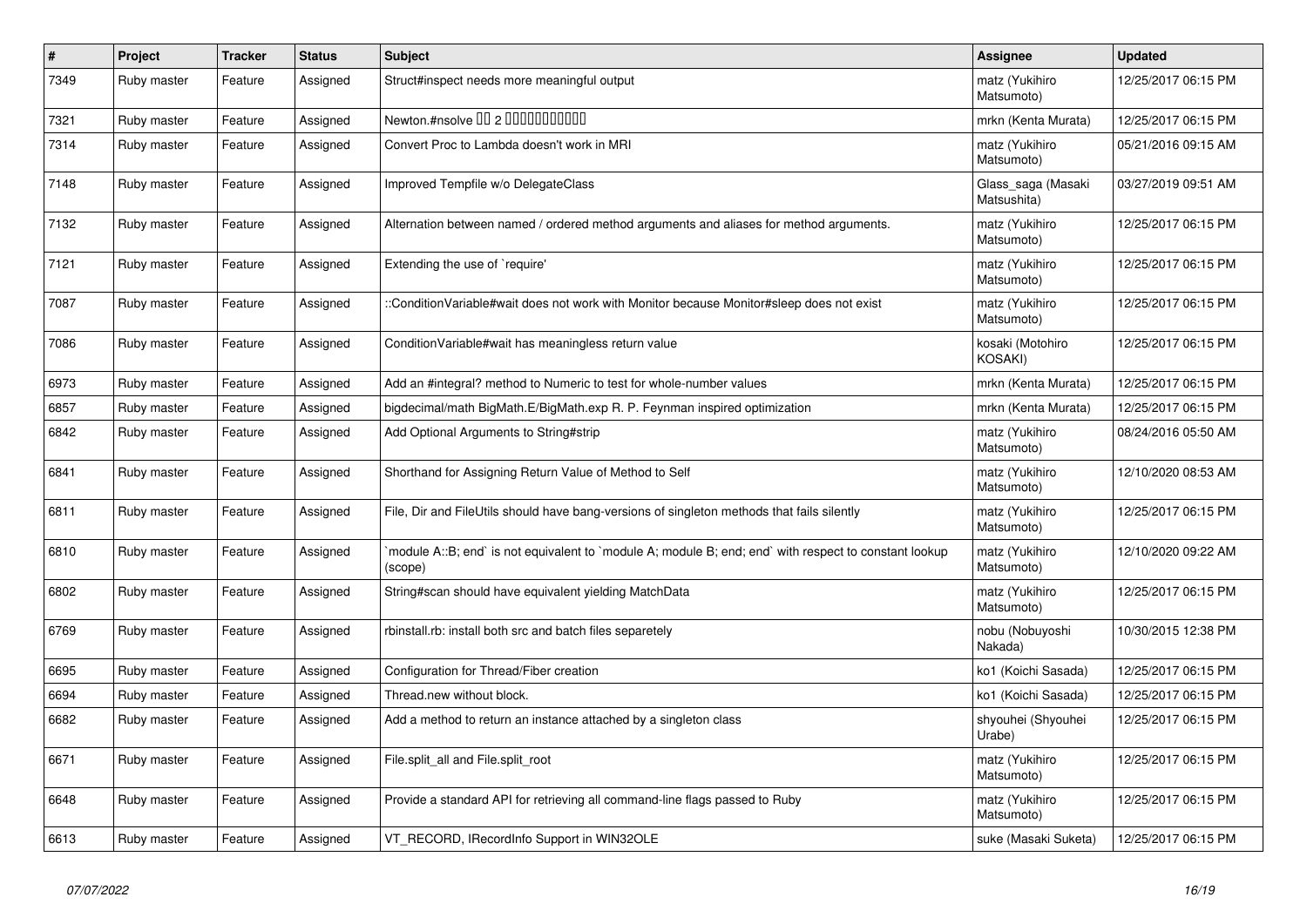| # | Project | Tracker | Status | Subject | Assignee | Updated |
|---|---|---|---|---|---|---|
| 7349 | Ruby master | Feature | Assigned | Struct#inspect needs more meaningful output | matz (Yukihiro Matsumoto) | 12/25/2017 06:15 PM |
| 7321 | Ruby master | Feature | Assigned | Newton.#nsolve 00 2 0000000000 | mrkn (Kenta Murata) | 12/25/2017 06:15 PM |
| 7314 | Ruby master | Feature | Assigned | Convert Proc to Lambda doesn't work in MRI | matz (Yukihiro Matsumoto) | 05/21/2016 09:15 AM |
| 7148 | Ruby master | Feature | Assigned | Improved Tempfile w/o DelegateClass | Glass_saga (Masaki Matsushita) | 03/27/2019 09:51 AM |
| 7132 | Ruby master | Feature | Assigned | Alternation between named / ordered method arguments and aliases for method arguments. | matz (Yukihiro Matsumoto) | 12/25/2017 06:15 PM |
| 7121 | Ruby master | Feature | Assigned | Extending the use of `require' | matz (Yukihiro Matsumoto) | 12/25/2017 06:15 PM |
| 7087 | Ruby master | Feature | Assigned | ::ConditionVariable#wait does not work with Monitor because Monitor#sleep does not exist | matz (Yukihiro Matsumoto) | 12/25/2017 06:15 PM |
| 7086 | Ruby master | Feature | Assigned | ConditionVariable#wait has meaningless return value | kosaki (Motohiro KOSAKI) | 12/25/2017 06:15 PM |
| 6973 | Ruby master | Feature | Assigned | Add an #integral? method to Numeric to test for whole-number values | mrkn (Kenta Murata) | 12/25/2017 06:15 PM |
| 6857 | Ruby master | Feature | Assigned | bigdecimal/math BigMath.E/BigMath.exp R. P. Feynman inspired optimization | mrkn (Kenta Murata) | 12/25/2017 06:15 PM |
| 6842 | Ruby master | Feature | Assigned | Add Optional Arguments to String#strip | matz (Yukihiro Matsumoto) | 08/24/2016 05:50 AM |
| 6841 | Ruby master | Feature | Assigned | Shorthand for Assigning Return Value of Method to Self | matz (Yukihiro Matsumoto) | 12/10/2020 08:53 AM |
| 6811 | Ruby master | Feature | Assigned | File, Dir and FileUtils should have bang-versions of singleton methods that fails silently | matz (Yukihiro Matsumoto) | 12/25/2017 06:15 PM |
| 6810 | Ruby master | Feature | Assigned | `module A::B; end` is not equivalent to `module A; module B; end; end` with respect to constant lookup (scope) | matz (Yukihiro Matsumoto) | 12/10/2020 09:22 AM |
| 6802 | Ruby master | Feature | Assigned | String#scan should have equivalent yielding MatchData | matz (Yukihiro Matsumoto) | 12/25/2017 06:15 PM |
| 6769 | Ruby master | Feature | Assigned | rbinstall.rb: install both src and batch files separetely | nobu (Nobuyoshi Nakada) | 10/30/2015 12:38 PM |
| 6695 | Ruby master | Feature | Assigned | Configuration for Thread/Fiber creation | ko1 (Koichi Sasada) | 12/25/2017 06:15 PM |
| 6694 | Ruby master | Feature | Assigned | Thread.new without block. | ko1 (Koichi Sasada) | 12/25/2017 06:15 PM |
| 6682 | Ruby master | Feature | Assigned | Add a method to return an instance attached by a singleton class | shyouhei (Shyouhei Urabe) | 12/25/2017 06:15 PM |
| 6671 | Ruby master | Feature | Assigned | File.split_all and File.split_root | matz (Yukihiro Matsumoto) | 12/25/2017 06:15 PM |
| 6648 | Ruby master | Feature | Assigned | Provide a standard API for retrieving all command-line flags passed to Ruby | matz (Yukihiro Matsumoto) | 12/25/2017 06:15 PM |
| 6613 | Ruby master | Feature | Assigned | VT_RECORD, IRecordInfo Support in WIN32OLE | suke (Masaki Suketa) | 12/25/2017 06:15 PM |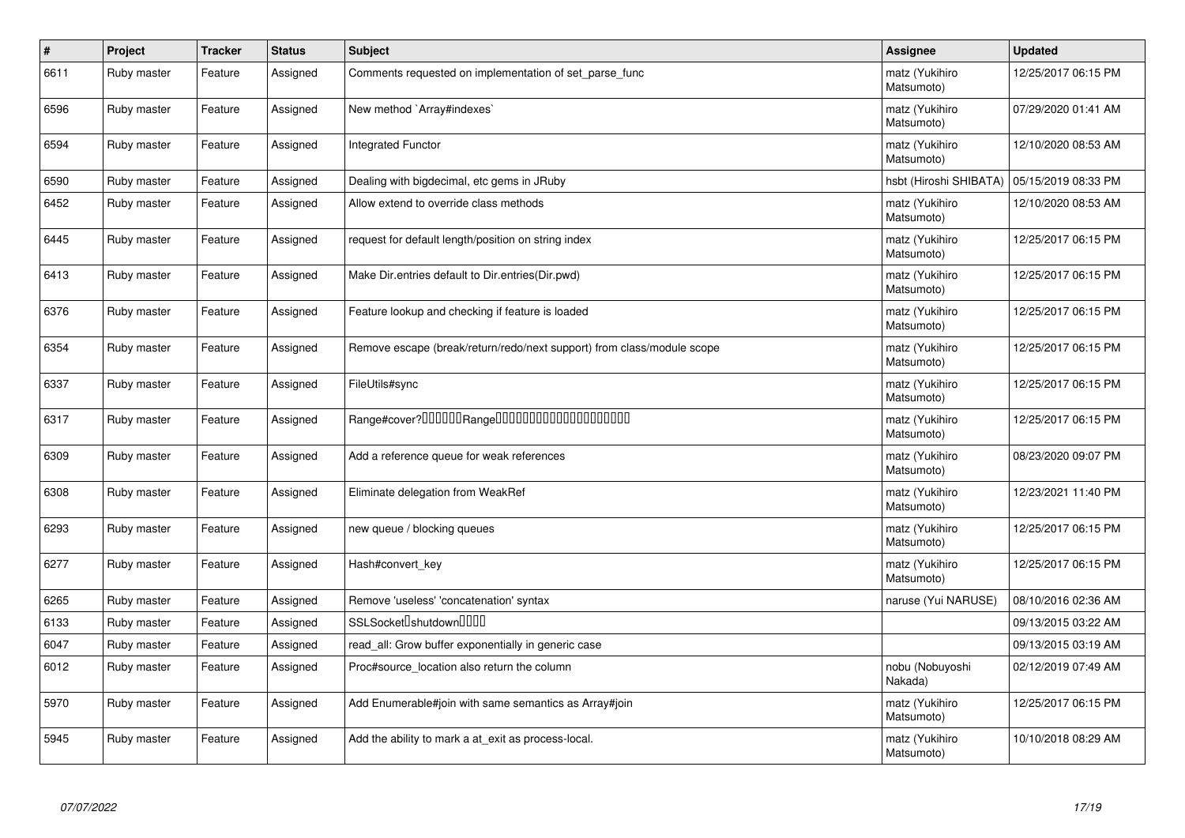| # | Project | Tracker | Status | Subject | Assignee | Updated |
|---|---|---|---|---|---|---|
| 6611 | Ruby master | Feature | Assigned | Comments requested on implementation of set_parse_func | matz (Yukihiro Matsumoto) | 12/25/2017 06:15 PM |
| 6596 | Ruby master | Feature | Assigned | New method `Array#indexes` | matz (Yukihiro Matsumoto) | 07/29/2020 01:41 AM |
| 6594 | Ruby master | Feature | Assigned | Integrated Functor | matz (Yukihiro Matsumoto) | 12/10/2020 08:53 AM |
| 6590 | Ruby master | Feature | Assigned | Dealing with bigdecimal, etc gems in JRuby | hsbt (Hiroshi SHIBATA) | 05/15/2019 08:33 PM |
| 6452 | Ruby master | Feature | Assigned | Allow extend to override class methods | matz (Yukihiro Matsumoto) | 12/10/2020 08:53 AM |
| 6445 | Ruby master | Feature | Assigned | request for default length/position on string index | matz (Yukihiro Matsumoto) | 12/25/2017 06:15 PM |
| 6413 | Ruby master | Feature | Assigned | Make Dir.entries default to Dir.entries(Dir.pwd) | matz (Yukihiro Matsumoto) | 12/25/2017 06:15 PM |
| 6376 | Ruby master | Feature | Assigned | Feature lookup and checking if feature is loaded | matz (Yukihiro Matsumoto) | 12/25/2017 06:15 PM |
| 6354 | Ruby master | Feature | Assigned | Remove escape (break/return/redo/next support) from class/module scope | matz (Yukihiro Matsumoto) | 12/25/2017 06:15 PM |
| 6337 | Ruby master | Feature | Assigned | FileUtils#sync | matz (Yukihiro Matsumoto) | 12/25/2017 06:15 PM |
| 6317 | Ruby master | Feature | Assigned | Range#cover?□□□□□□Range□□□□□□□□□□□□□□□□□□□□ | matz (Yukihiro Matsumoto) | 12/25/2017 06:15 PM |
| 6309 | Ruby master | Feature | Assigned | Add a reference queue for weak references | matz (Yukihiro Matsumoto) | 08/23/2020 09:07 PM |
| 6308 | Ruby master | Feature | Assigned | Eliminate delegation from WeakRef | matz (Yukihiro Matsumoto) | 12/23/2021 11:40 PM |
| 6293 | Ruby master | Feature | Assigned | new queue / blocking queues | matz (Yukihiro Matsumoto) | 12/25/2017 06:15 PM |
| 6277 | Ruby master | Feature | Assigned | Hash#convert_key | matz (Yukihiro Matsumoto) | 12/25/2017 06:15 PM |
| 6265 | Ruby master | Feature | Assigned | Remove 'useless' 'concatenation' syntax | naruse (Yui NARUSE) | 08/10/2016 02:36 AM |
| 6133 | Ruby master | Feature | Assigned | SSLSocket□shutdown□□□□ | | 09/13/2015 03:22 AM |
| 6047 | Ruby master | Feature | Assigned | read_all: Grow buffer exponentially in generic case | | 09/13/2015 03:19 AM |
| 6012 | Ruby master | Feature | Assigned | Proc#source_location also return the column | nobu (Nobuyoshi Nakada) | 02/12/2019 07:49 AM |
| 5970 | Ruby master | Feature | Assigned | Add Enumerable#join with same semantics as Array#join | matz (Yukihiro Matsumoto) | 12/25/2017 06:15 PM |
| 5945 | Ruby master | Feature | Assigned | Add the ability to mark a at_exit as process-local. | matz (Yukihiro Matsumoto) | 10/10/2018 08:29 AM |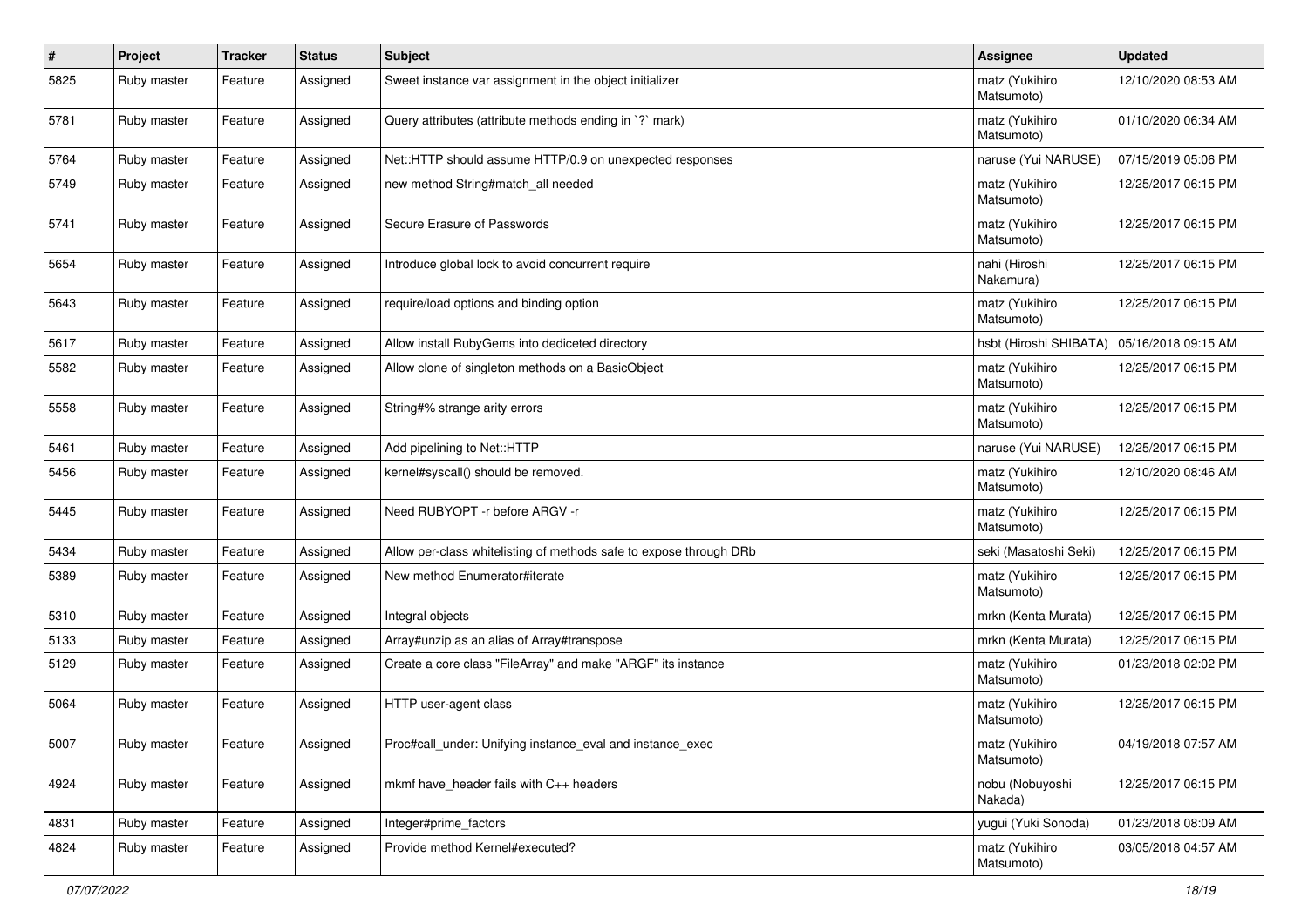| # | Project | Tracker | Status | Subject | Assignee | Updated |
|---|---|---|---|---|---|---|
| 5825 | Ruby master | Feature | Assigned | Sweet instance var assignment in the object initializer | matz (Yukihiro Matsumoto) | 12/10/2020 08:53 AM |
| 5781 | Ruby master | Feature | Assigned | Query attributes (attribute methods ending in `?` mark) | matz (Yukihiro Matsumoto) | 01/10/2020 06:34 AM |
| 5764 | Ruby master | Feature | Assigned | Net::HTTP should assume HTTP/0.9 on unexpected responses | naruse (Yui NARUSE) | 07/15/2019 05:06 PM |
| 5749 | Ruby master | Feature | Assigned | new method String#match_all needed | matz (Yukihiro Matsumoto) | 12/25/2017 06:15 PM |
| 5741 | Ruby master | Feature | Assigned | Secure Erasure of Passwords | matz (Yukihiro Matsumoto) | 12/25/2017 06:15 PM |
| 5654 | Ruby master | Feature | Assigned | Introduce global lock to avoid concurrent require | nahi (Hiroshi Nakamura) | 12/25/2017 06:15 PM |
| 5643 | Ruby master | Feature | Assigned | require/load options and binding option | matz (Yukihiro Matsumoto) | 12/25/2017 06:15 PM |
| 5617 | Ruby master | Feature | Assigned | Allow install RubyGems into dediceted directory | hsbt (Hiroshi SHIBATA) | 05/16/2018 09:15 AM |
| 5582 | Ruby master | Feature | Assigned | Allow clone of singleton methods on a BasicObject | matz (Yukihiro Matsumoto) | 12/25/2017 06:15 PM |
| 5558 | Ruby master | Feature | Assigned | String#% strange arity errors | matz (Yukihiro Matsumoto) | 12/25/2017 06:15 PM |
| 5461 | Ruby master | Feature | Assigned | Add pipelining to Net::HTTP | naruse (Yui NARUSE) | 12/25/2017 06:15 PM |
| 5456 | Ruby master | Feature | Assigned | kernel#syscall() should be removed. | matz (Yukihiro Matsumoto) | 12/10/2020 08:46 AM |
| 5445 | Ruby master | Feature | Assigned | Need RUBYOPT -r before ARGV -r | matz (Yukihiro Matsumoto) | 12/25/2017 06:15 PM |
| 5434 | Ruby master | Feature | Assigned | Allow per-class whitelisting of methods safe to expose through DRb | seki (Masatoshi Seki) | 12/25/2017 06:15 PM |
| 5389 | Ruby master | Feature | Assigned | New method Enumerator#iterate | matz (Yukihiro Matsumoto) | 12/25/2017 06:15 PM |
| 5310 | Ruby master | Feature | Assigned | Integral objects | mrkn (Kenta Murata) | 12/25/2017 06:15 PM |
| 5133 | Ruby master | Feature | Assigned | Array#unzip as an alias of Array#transpose | mrkn (Kenta Murata) | 12/25/2017 06:15 PM |
| 5129 | Ruby master | Feature | Assigned | Create a core class "FileArray" and make "ARGF" its instance | matz (Yukihiro Matsumoto) | 01/23/2018 02:02 PM |
| 5064 | Ruby master | Feature | Assigned | HTTP user-agent class | matz (Yukihiro Matsumoto) | 12/25/2017 06:15 PM |
| 5007 | Ruby master | Feature | Assigned | Proc#call_under: Unifying instance_eval and instance_exec | matz (Yukihiro Matsumoto) | 04/19/2018 07:57 AM |
| 4924 | Ruby master | Feature | Assigned | mkmf have_header fails with C++ headers | nobu (Nobuyoshi Nakada) | 12/25/2017 06:15 PM |
| 4831 | Ruby master | Feature | Assigned | Integer#prime_factors | yugui (Yuki Sonoda) | 01/23/2018 08:09 AM |
| 4824 | Ruby master | Feature | Assigned | Provide method Kernel#executed? | matz (Yukihiro Matsumoto) | 03/05/2018 04:57 AM |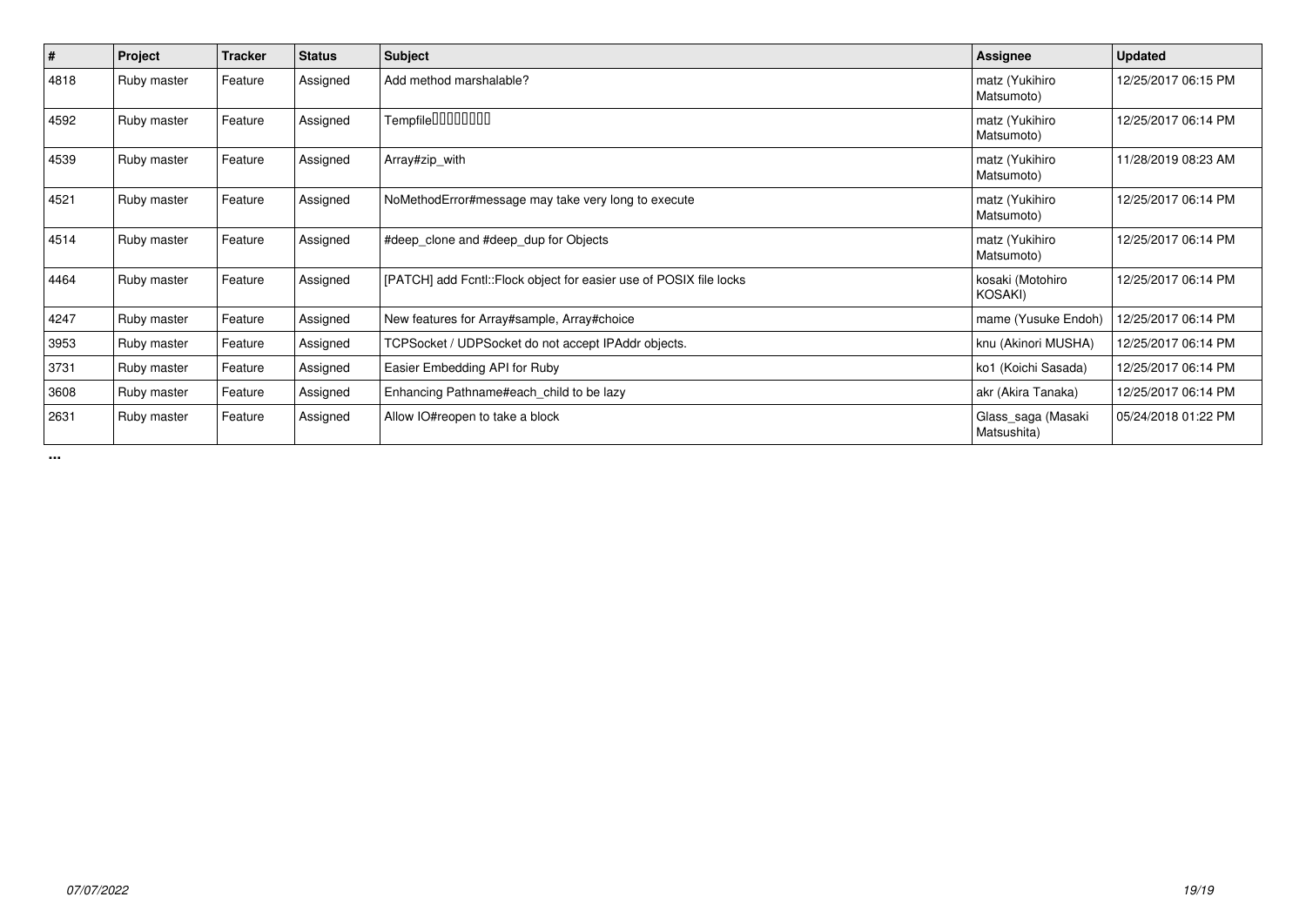| # | Project | Tracker | Status | Subject | Assignee | Updated |
|---|---|---|---|---|---|---|
| 4818 | Ruby master | Feature | Assigned | Add method marshalable? | matz (Yukihiro Matsumoto) | 12/25/2017 06:15 PM |
| 4592 | Ruby master | Feature | Assigned | Tempfile□□□□□□□□ | matz (Yukihiro Matsumoto) | 12/25/2017 06:14 PM |
| 4539 | Ruby master | Feature | Assigned | Array#zip_with | matz (Yukihiro Matsumoto) | 11/28/2019 08:23 AM |
| 4521 | Ruby master | Feature | Assigned | NoMethodError#message may take very long to execute | matz (Yukihiro Matsumoto) | 12/25/2017 06:14 PM |
| 4514 | Ruby master | Feature | Assigned | #deep_clone and #deep_dup for Objects | matz (Yukihiro Matsumoto) | 12/25/2017 06:14 PM |
| 4464 | Ruby master | Feature | Assigned | [PATCH] add Fcntl::Flock object for easier use of POSIX file locks | kosaki (Motohiro KOSAKI) | 12/25/2017 06:14 PM |
| 4247 | Ruby master | Feature | Assigned | New features for Array#sample, Array#choice | mame (Yusuke Endoh) | 12/25/2017 06:14 PM |
| 3953 | Ruby master | Feature | Assigned | TCPSocket / UDPSocket do not accept IPAddr objects. | knu (Akinori MUSHA) | 12/25/2017 06:14 PM |
| 3731 | Ruby master | Feature | Assigned | Easier Embedding API for Ruby | ko1 (Koichi Sasada) | 12/25/2017 06:14 PM |
| 3608 | Ruby master | Feature | Assigned | Enhancing Pathname#each_child to be lazy | akr (Akira Tanaka) | 12/25/2017 06:14 PM |
| 2631 | Ruby master | Feature | Assigned | Allow IO#reopen to take a block | Glass_saga (Masaki Matsushita) | 05/24/2018 01:22 PM |

...